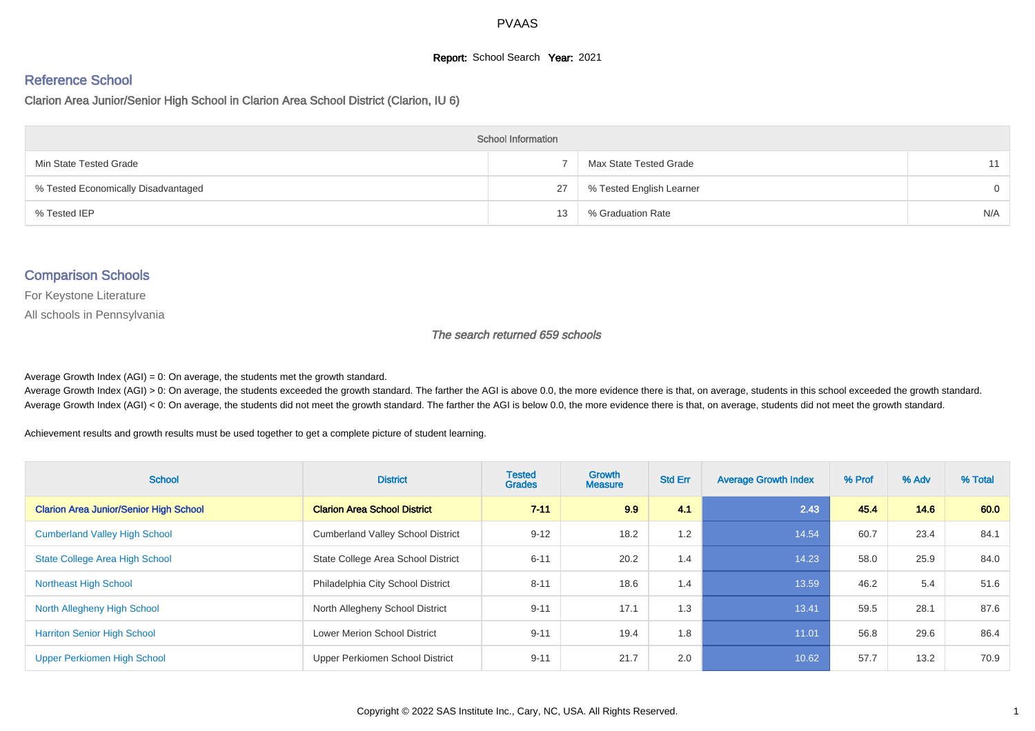# PVAAS

**Report:** School Search **Year:** 2021

## Reference School

Clarion Area Junior/Senior High School in Clarion Area School District (Clarion, IU 6)

| School Information | | | |
|---|---|---|---|
| Min State Tested Grade | 7 | Max State Tested Grade | 11 |
| % Tested Economically Disadvantaged | 27 | % Tested English Learner | 0 |
| % Tested IEP | 13 | % Graduation Rate | N/A |

## Comparison Schools

For Keystone Literature

All schools in Pennsylvania

*The search returned 659 schools*

Average Growth Index (AGI) = 0: On average, the students met the growth standard.

Average Growth Index (AGI) > 0: On average, the students exceeded the growth standard. The farther the AGI is above 0.0, the more evidence there is that, on average, students in this school exceeded the growth standard.

Average Growth Index (AGI) < 0: On average, the students did not meet the growth standard. The farther the AGI is below 0.0, the more evidence there is that, on average, students did not meet the growth standard.

Achievement results and growth results must be used together to get a complete picture of student learning.

| School | District | Tested Grades | Growth Measure | Std Err | Average Growth Index | % Prof | % Adv | % Total |
|---|---|---|---|---|---|---|---|---|
| **Clarion Area Junior/Senior High School** | **Clarion Area School District** | **7-11** | **9.9** | **4.1** | **2.43** | **45.4** | **14.6** | **60.0** |
| Cumberland Valley High School | Cumberland Valley School District | 9-12 | 18.2 | 1.2 | 14.54 | 60.7 | 23.4 | 84.1 |
| State College Area High School | State College Area School District | 6-11 | 20.2 | 1.4 | 14.23 | 58.0 | 25.9 | 84.0 |
| Northeast High School | Philadelphia City School District | 8-11 | 18.6 | 1.4 | 13.59 | 46.2 | 5.4 | 51.6 |
| North Allegheny High School | North Allegheny School District | 9-11 | 17.1 | 1.3 | 13.41 | 59.5 | 28.1 | 87.6 |
| Harriton Senior High School | Lower Merion School District | 9-11 | 19.4 | 1.8 | 11.01 | 56.8 | 29.6 | 86.4 |
| Upper Perkiomen High School | Upper Perkiomen School District | 9-11 | 21.7 | 2.0 | 10.62 | 57.7 | 13.2 | 70.9 |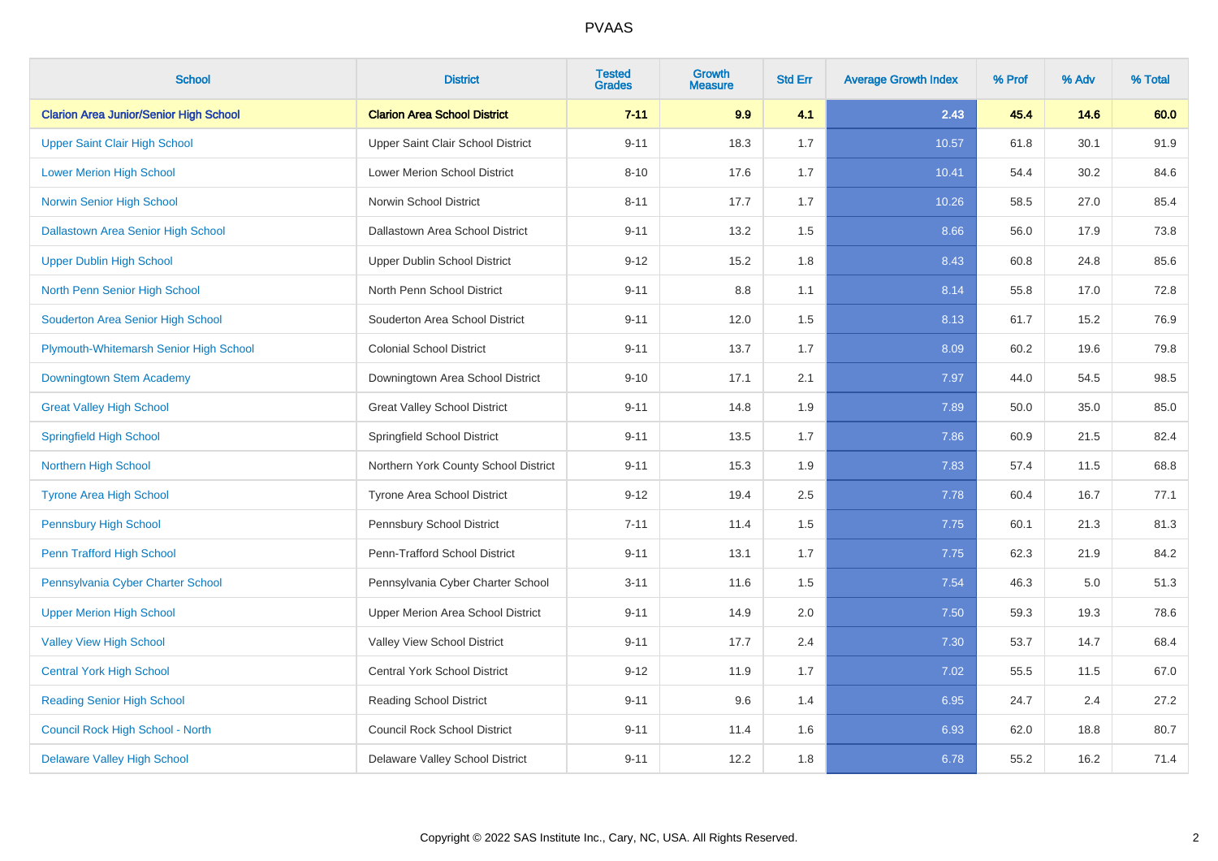# PVAAS

| School | District | Tested Grades | Growth Measure | Std Err | Average Growth Index | % Prof | % Adv | % Total |
|---|---|---|---|---|---|---|---|---|
| **Clarion Area Junior/Senior High School** | **Clarion Area School District** | **7-11** | **9.9** | **4.1** | **2.43** | **45.4** | **14.6** | **60.0** |
| Upper Saint Clair High School | Upper Saint Clair School District | 9-11 | 18.3 | 1.7 | 10.57 | 61.8 | 30.1 | 91.9 |
| Lower Merion High School | Lower Merion School District | 8-10 | 17.6 | 1.7 | 10.41 | 54.4 | 30.2 | 84.6 |
| Norwin Senior High School | Norwin School District | 8-11 | 17.7 | 1.7 | 10.26 | 58.5 | 27.0 | 85.4 |
| Dallastown Area Senior High School | Dallastown Area School District | 9-11 | 13.2 | 1.5 | 8.66 | 56.0 | 17.9 | 73.8 |
| Upper Dublin High School | Upper Dublin School District | 9-12 | 15.2 | 1.8 | 8.43 | 60.8 | 24.8 | 85.6 |
| North Penn Senior High School | North Penn School District | 9-11 | 8.8 | 1.1 | 8.14 | 55.8 | 17.0 | 72.8 |
| Souderton Area Senior High School | Souderton Area School District | 9-11 | 12.0 | 1.5 | 8.13 | 61.7 | 15.2 | 76.9 |
| Plymouth-Whitemarsh Senior High School | Colonial School District | 9-11 | 13.7 | 1.7 | 8.09 | 60.2 | 19.6 | 79.8 |
| Downingtown Stem Academy | Downingtown Area School District | 9-10 | 17.1 | 2.1 | 7.97 | 44.0 | 54.5 | 98.5 |
| Great Valley High School | Great Valley School District | 9-11 | 14.8 | 1.9 | 7.89 | 50.0 | 35.0 | 85.0 |
| Springfield High School | Springfield School District | 9-11 | 13.5 | 1.7 | 7.86 | 60.9 | 21.5 | 82.4 |
| Northern High School | Northern York County School District | 9-11 | 15.3 | 1.9 | 7.83 | 57.4 | 11.5 | 68.8 |
| Tyrone Area High School | Tyrone Area School District | 9-12 | 19.4 | 2.5 | 7.78 | 60.4 | 16.7 | 77.1 |
| Pennsbury High School | Pennsbury School District | 7-11 | 11.4 | 1.5 | 7.75 | 60.1 | 21.3 | 81.3 |
| Penn Trafford High School | Penn-Trafford School District | 9-11 | 13.1 | 1.7 | 7.75 | 62.3 | 21.9 | 84.2 |
| Pennsylvania Cyber Charter School | Pennsylvania Cyber Charter School | 3-11 | 11.6 | 1.5 | 7.54 | 46.3 | 5.0 | 51.3 |
| Upper Merion High School | Upper Merion Area School District | 9-11 | 14.9 | 2.0 | 7.50 | 59.3 | 19.3 | 78.6 |
| Valley View High School | Valley View School District | 9-11 | 17.7 | 2.4 | 7.30 | 53.7 | 14.7 | 68.4 |
| Central York High School | Central York School District | 9-12 | 11.9 | 1.7 | 7.02 | 55.5 | 11.5 | 67.0 |
| Reading Senior High School | Reading School District | 9-11 | 9.6 | 1.4 | 6.95 | 24.7 | 2.4 | 27.2 |
| Council Rock High School - North | Council Rock School District | 9-11 | 11.4 | 1.6 | 6.93 | 62.0 | 18.8 | 80.7 |
| Delaware Valley High School | Delaware Valley School District | 9-11 | 12.2 | 1.8 | 6.78 | 55.2 | 16.2 | 71.4 |

Copyright © 2022 SAS Institute Inc., Cary, NC, USA. All Rights Reserved.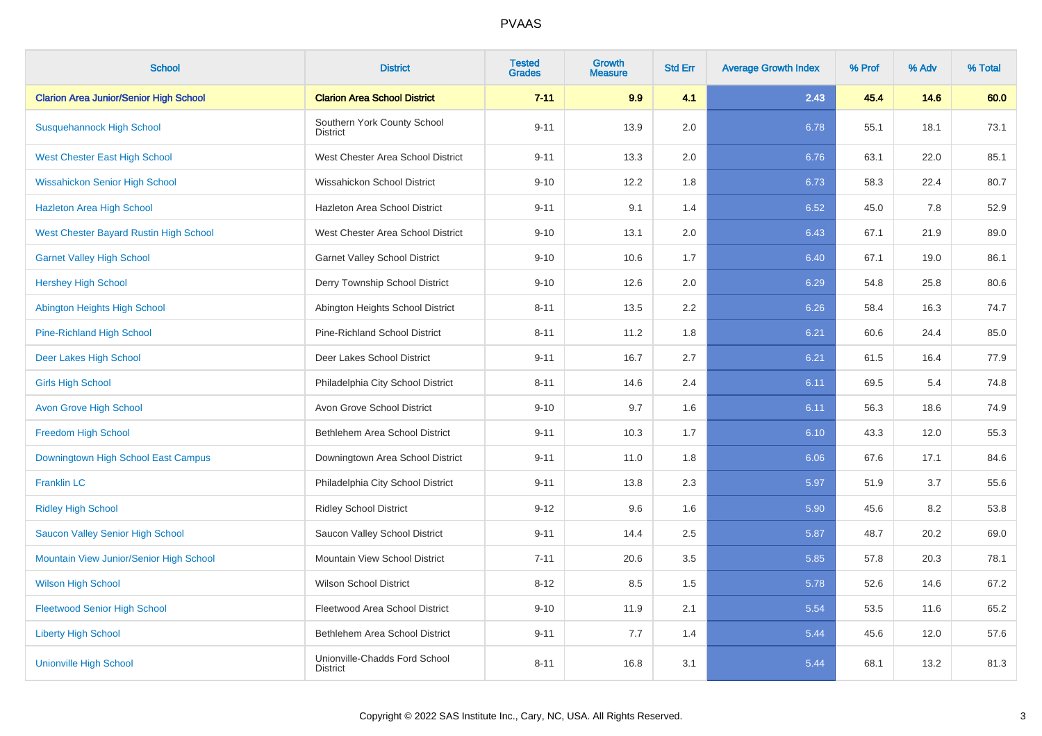| School | District | Tested Grades | Growth Measure | Std Err | Average Growth Index | % Prof | % Adv | % Total |
|---|---|---|---|---|---|---|---|---|
| **Clarion Area Junior/Senior High School** | **Clarion Area School District** | **7-11** | **9.9** | **4.1** | **2.43** | **45.4** | **14.6** | **60.0** |
| Susquehannock High School | Southern York County School District | 9-11 | 13.9 | 2.0 | 6.78 | 55.1 | 18.1 | 73.1 |
| West Chester East High School | West Chester Area School District | 9-11 | 13.3 | 2.0 | 6.76 | 63.1 | 22.0 | 85.1 |
| Wissahickon Senior High School | Wissahickon School District | 9-10 | 12.2 | 1.8 | 6.73 | 58.3 | 22.4 | 80.7 |
| Hazleton Area High School | Hazleton Area School District | 9-11 | 9.1 | 1.4 | 6.52 | 45.0 | 7.8 | 52.9 |
| West Chester Bayard Rustin High School | West Chester Area School District | 9-10 | 13.1 | 2.0 | 6.43 | 67.1 | 21.9 | 89.0 |
| Garnet Valley High School | Garnet Valley School District | 9-10 | 10.6 | 1.7 | 6.40 | 67.1 | 19.0 | 86.1 |
| Hershey High School | Derry Township School District | 9-10 | 12.6 | 2.0 | 6.29 | 54.8 | 25.8 | 80.6 |
| Abington Heights High School | Abington Heights School District | 8-11 | 13.5 | 2.2 | 6.26 | 58.4 | 16.3 | 74.7 |
| Pine-Richland High School | Pine-Richland School District | 8-11 | 11.2 | 1.8 | 6.21 | 60.6 | 24.4 | 85.0 |
| Deer Lakes High School | Deer Lakes School District | 9-11 | 16.7 | 2.7 | 6.21 | 61.5 | 16.4 | 77.9 |
| Girls High School | Philadelphia City School District | 8-11 | 14.6 | 2.4 | 6.11 | 69.5 | 5.4 | 74.8 |
| Avon Grove High School | Avon Grove School District | 9-10 | 9.7 | 1.6 | 6.11 | 56.3 | 18.6 | 74.9 |
| Freedom High School | Bethlehem Area School District | 9-11 | 10.3 | 1.7 | 6.10 | 43.3 | 12.0 | 55.3 |
| Downingtown High School East Campus | Downingtown Area School District | 9-11 | 11.0 | 1.8 | 6.06 | 67.6 | 17.1 | 84.6 |
| Franklin LC | Philadelphia City School District | 9-11 | 13.8 | 2.3 | 5.97 | 51.9 | 3.7 | 55.6 |
| Ridley High School | Ridley School District | 9-12 | 9.6 | 1.6 | 5.90 | 45.6 | 8.2 | 53.8 |
| Saucon Valley Senior High School | Saucon Valley School District | 9-11 | 14.4 | 2.5 | 5.87 | 48.7 | 20.2 | 69.0 |
| Mountain View Junior/Senior High School | Mountain View School District | 7-11 | 20.6 | 3.5 | 5.85 | 57.8 | 20.3 | 78.1 |
| Wilson High School | Wilson School District | 8-12 | 8.5 | 1.5 | 5.78 | 52.6 | 14.6 | 67.2 |
| Fleetwood Senior High School | Fleetwood Area School District | 9-10 | 11.9 | 2.1 | 5.54 | 53.5 | 11.6 | 65.2 |
| Liberty High School | Bethlehem Area School District | 9-11 | 7.7 | 1.4 | 5.44 | 45.6 | 12.0 | 57.6 |
| Unionville High School | Unionville-Chadds Ford School District | 8-11 | 16.8 | 3.1 | 5.44 | 68.1 | 13.2 | 81.3 |

Copyright © 2022 SAS Institute Inc., Cary, NC, USA. All Rights Reserved.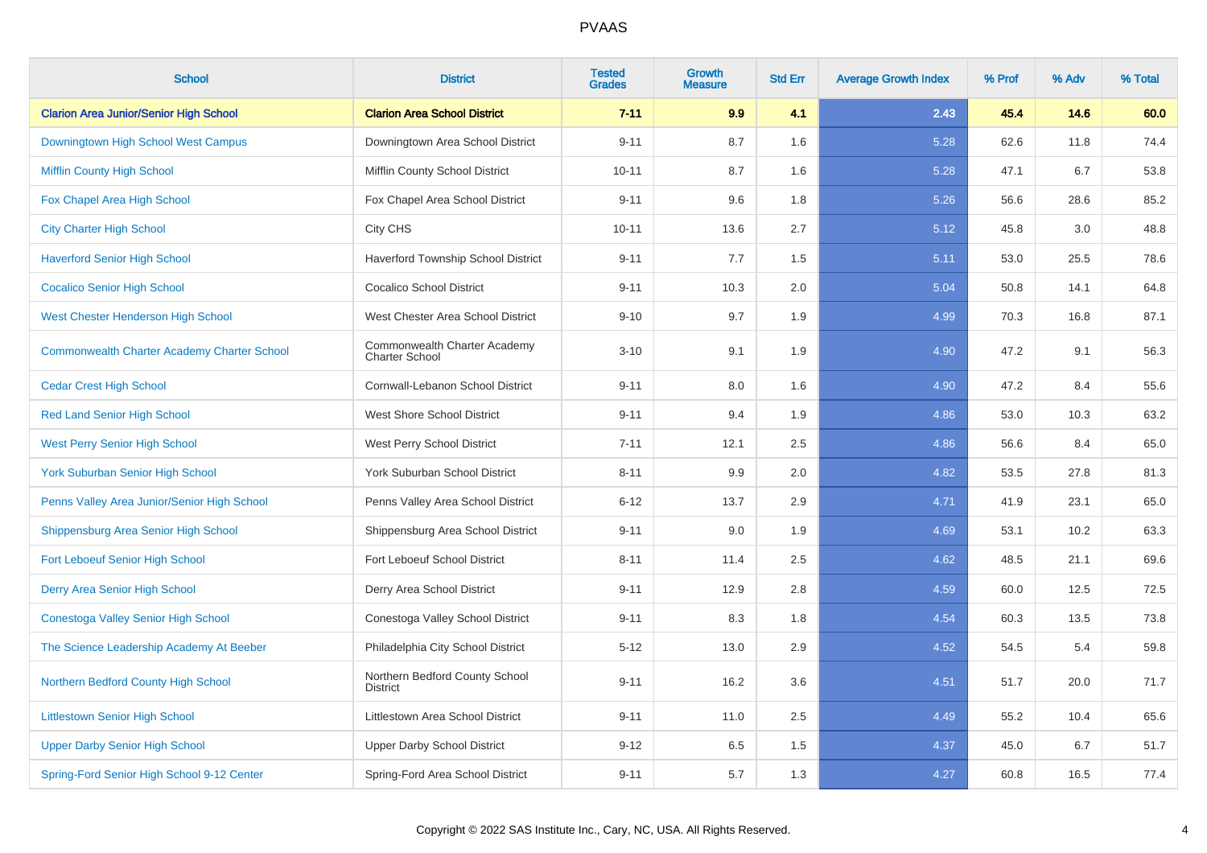# PVAAS

| School | District | Tested Grades | Growth Measure | Std Err | Average Growth Index | % Prof | % Adv | % Total |
|---|---|---|---|---|---|---|---|---|
| **Clarion Area Junior/Senior High School** | **Clarion Area School District** | **7-11** | **9.9** | **4.1** | **2.43** | **45.4** | **14.6** | **60.0** |
| Downingtown High School West Campus | Downingtown Area School District | 9-11 | 8.7 | 1.6 | 5.28 | 62.6 | 11.8 | 74.4 |
| Mifflin County High School | Mifflin County School District | 10-11 | 8.7 | 1.6 | 5.28 | 47.1 | 6.7 | 53.8 |
| Fox Chapel Area High School | Fox Chapel Area School District | 9-11 | 9.6 | 1.8 | 5.26 | 56.6 | 28.6 | 85.2 |
| City Charter High School | City CHS | 10-11 | 13.6 | 2.7 | 5.12 | 45.8 | 3.0 | 48.8 |
| Haverford Senior High School | Haverford Township School District | 9-11 | 7.7 | 1.5 | 5.11 | 53.0 | 25.5 | 78.6 |
| Cocalico Senior High School | Cocalico School District | 9-11 | 10.3 | 2.0 | 5.04 | 50.8 | 14.1 | 64.8 |
| West Chester Henderson High School | West Chester Area School District | 9-10 | 9.7 | 1.9 | 4.99 | 70.3 | 16.8 | 87.1 |
| Commonwealth Charter Academy Charter School | Commonwealth Charter Academy Charter School | 3-10 | 9.1 | 1.9 | 4.90 | 47.2 | 9.1 | 56.3 |
| Cedar Crest High School | Cornwall-Lebanon School District | 9-11 | 8.0 | 1.6 | 4.90 | 47.2 | 8.4 | 55.6 |
| Red Land Senior High School | West Shore School District | 9-11 | 9.4 | 1.9 | 4.86 | 53.0 | 10.3 | 63.2 |
| West Perry Senior High School | West Perry School District | 7-11 | 12.1 | 2.5 | 4.86 | 56.6 | 8.4 | 65.0 |
| York Suburban Senior High School | York Suburban School District | 8-11 | 9.9 | 2.0 | 4.82 | 53.5 | 27.8 | 81.3 |
| Penns Valley Area Junior/Senior High School | Penns Valley Area School District | 6-12 | 13.7 | 2.9 | 4.71 | 41.9 | 23.1 | 65.0 |
| Shippensburg Area Senior High School | Shippensburg Area School District | 9-11 | 9.0 | 1.9 | 4.69 | 53.1 | 10.2 | 63.3 |
| Fort Leboeuf Senior High School | Fort Leboeuf School District | 8-11 | 11.4 | 2.5 | 4.62 | 48.5 | 21.1 | 69.6 |
| Derry Area Senior High School | Derry Area School District | 9-11 | 12.9 | 2.8 | 4.59 | 60.0 | 12.5 | 72.5 |
| Conestoga Valley Senior High School | Conestoga Valley School District | 9-11 | 8.3 | 1.8 | 4.54 | 60.3 | 13.5 | 73.8 |
| The Science Leadership Academy At Beeber | Philadelphia City School District | 5-12 | 13.0 | 2.9 | 4.52 | 54.5 | 5.4 | 59.8 |
| Northern Bedford County High School | Northern Bedford County School District | 9-11 | 16.2 | 3.6 | 4.51 | 51.7 | 20.0 | 71.7 |
| Littlestown Senior High School | Littlestown Area School District | 9-11 | 11.0 | 2.5 | 4.49 | 55.2 | 10.4 | 65.6 |
| Upper Darby Senior High School | Upper Darby School District | 9-12 | 6.5 | 1.5 | 4.37 | 45.0 | 6.7 | 51.7 |
| Spring-Ford Senior High School 9-12 Center | Spring-Ford Area School District | 9-11 | 5.7 | 1.3 | 4.27 | 60.8 | 16.5 | 77.4 |

Copyright © 2022 SAS Institute Inc., Cary, NC, USA. All Rights Reserved.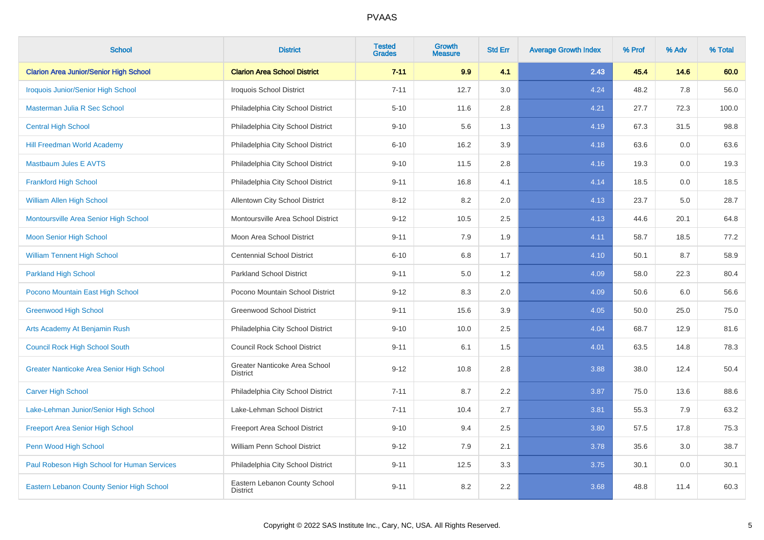# PVAAS

| School | District | Tested Grades | Growth Measure | Std Err | Average Growth Index | % Prof | % Adv | % Total |
|---|---|---|---|---|---|---|---|---|
| **Clarion Area Junior/Senior High School** | **Clarion Area School District** | **7-11** | **9.9** | **4.1** | **2.43** | **45.4** | **14.6** | **60.0** |
| Iroquois Junior/Senior High School | Iroquois School District | 7-11 | 12.7 | 3.0 | 4.24 | 48.2 | 7.8 | 56.0 |
| Masterman Julia R Sec School | Philadelphia City School District | 5-10 | 11.6 | 2.8 | 4.21 | 27.7 | 72.3 | 100.0 |
| Central High School | Philadelphia City School District | 9-10 | 5.6 | 1.3 | 4.19 | 67.3 | 31.5 | 98.8 |
| Hill Freedman World Academy | Philadelphia City School District | 6-10 | 16.2 | 3.9 | 4.18 | 63.6 | 0.0 | 63.6 |
| Mastbaum Jules E AVTS | Philadelphia City School District | 9-10 | 11.5 | 2.8 | 4.16 | 19.3 | 0.0 | 19.3 |
| Frankford High School | Philadelphia City School District | 9-11 | 16.8 | 4.1 | 4.14 | 18.5 | 0.0 | 18.5 |
| William Allen High School | Allentown City School District | 8-12 | 8.2 | 2.0 | 4.13 | 23.7 | 5.0 | 28.7 |
| Montoursville Area Senior High School | Montoursville Area School District | 9-12 | 10.5 | 2.5 | 4.13 | 44.6 | 20.1 | 64.8 |
| Moon Senior High School | Moon Area School District | 9-11 | 7.9 | 1.9 | 4.11 | 58.7 | 18.5 | 77.2 |
| William Tennent High School | Centennial School District | 6-10 | 6.8 | 1.7 | 4.10 | 50.1 | 8.7 | 58.9 |
| Parkland High School | Parkland School District | 9-11 | 5.0 | 1.2 | 4.09 | 58.0 | 22.3 | 80.4 |
| Pocono Mountain East High School | Pocono Mountain School District | 9-12 | 8.3 | 2.0 | 4.09 | 50.6 | 6.0 | 56.6 |
| Greenwood High School | Greenwood School District | 9-11 | 15.6 | 3.9 | 4.05 | 50.0 | 25.0 | 75.0 |
| Arts Academy At Benjamin Rush | Philadelphia City School District | 9-10 | 10.0 | 2.5 | 4.04 | 68.7 | 12.9 | 81.6 |
| Council Rock High School South | Council Rock School District | 9-11 | 6.1 | 1.5 | 4.01 | 63.5 | 14.8 | 78.3 |
| Greater Nanticoke Area Senior High School | Greater Nanticoke Area School District | 9-12 | 10.8 | 2.8 | 3.88 | 38.0 | 12.4 | 50.4 |
| Carver High School | Philadelphia City School District | 7-11 | 8.7 | 2.2 | 3.87 | 75.0 | 13.6 | 88.6 |
| Lake-Lehman Junior/Senior High School | Lake-Lehman School District | 7-11 | 10.4 | 2.7 | 3.81 | 55.3 | 7.9 | 63.2 |
| Freeport Area Senior High School | Freeport Area School District | 9-10 | 9.4 | 2.5 | 3.80 | 57.5 | 17.8 | 75.3 |
| Penn Wood High School | William Penn School District | 9-12 | 7.9 | 2.1 | 3.78 | 35.6 | 3.0 | 38.7 |
| Paul Robeson High School for Human Services | Philadelphia City School District | 9-11 | 12.5 | 3.3 | 3.75 | 30.1 | 0.0 | 30.1 |
| Eastern Lebanon County Senior High School | Eastern Lebanon County School District | 9-11 | 8.2 | 2.2 | 3.68 | 48.8 | 11.4 | 60.3 |

Copyright © 2022 SAS Institute Inc., Cary, NC, USA. All Rights Reserved.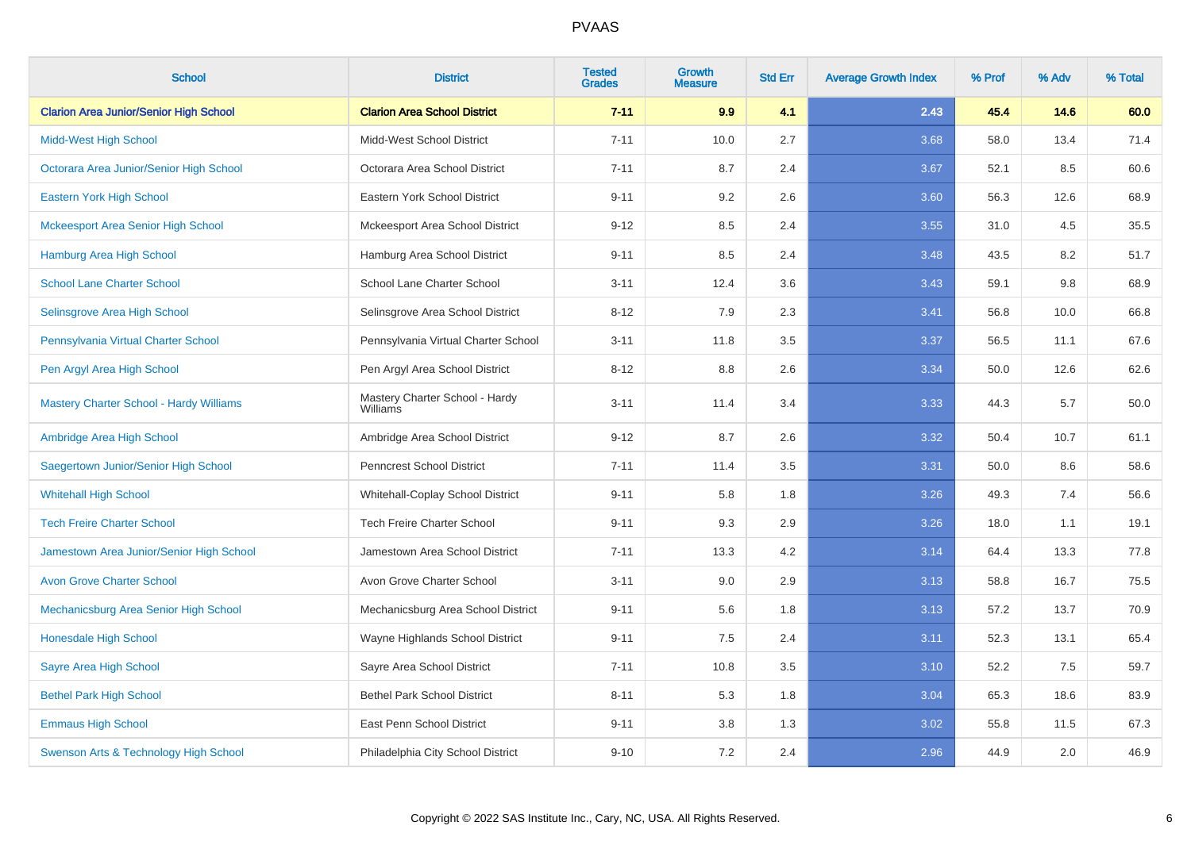# PVAAS

| School | District | Tested Grades | Growth Measure | Std Err | Average Growth Index | % Prof | % Adv | % Total |
|---|---|---|---|---|---|---|---|---|
| **Clarion Area Junior/Senior High School** | **Clarion Area School District** | **7-11** | **9.9** | **4.1** | **2.43** | **45.4** | **14.6** | **60.0** |
| Midd-West High School | Midd-West School District | 7-11 | 10.0 | 2.7 | 3.68 | 58.0 | 13.4 | 71.4 |
| Octorara Area Junior/Senior High School | Octorara Area School District | 7-11 | 8.7 | 2.4 | 3.67 | 52.1 | 8.5 | 60.6 |
| Eastern York High School | Eastern York School District | 9-11 | 9.2 | 2.6 | 3.60 | 56.3 | 12.6 | 68.9 |
| Mckeesport Area Senior High School | Mckeesport Area School District | 9-12 | 8.5 | 2.4 | 3.55 | 31.0 | 4.5 | 35.5 |
| Hamburg Area High School | Hamburg Area School District | 9-11 | 8.5 | 2.4 | 3.48 | 43.5 | 8.2 | 51.7 |
| School Lane Charter School | School Lane Charter School | 3-11 | 12.4 | 3.6 | 3.43 | 59.1 | 9.8 | 68.9 |
| Selinsgrove Area High School | Selinsgrove Area School District | 8-12 | 7.9 | 2.3 | 3.41 | 56.8 | 10.0 | 66.8 |
| Pennsylvania Virtual Charter School | Pennsylvania Virtual Charter School | 3-11 | 11.8 | 3.5 | 3.37 | 56.5 | 11.1 | 67.6 |
| Pen Argyl Area High School | Pen Argyl Area School District | 8-12 | 8.8 | 2.6 | 3.34 | 50.0 | 12.6 | 62.6 |
| Mastery Charter School - Hardy Williams | Mastery Charter School - Hardy Williams | 3-11 | 11.4 | 3.4 | 3.33 | 44.3 | 5.7 | 50.0 |
| Ambridge Area High School | Ambridge Area School District | 9-12 | 8.7 | 2.6 | 3.32 | 50.4 | 10.7 | 61.1 |
| Saegertown Junior/Senior High School | Penncrest School District | 7-11 | 11.4 | 3.5 | 3.31 | 50.0 | 8.6 | 58.6 |
| Whitehall High School | Whitehall-Coplay School District | 9-11 | 5.8 | 1.8 | 3.26 | 49.3 | 7.4 | 56.6 |
| Tech Freire Charter School | Tech Freire Charter School | 9-11 | 9.3 | 2.9 | 3.26 | 18.0 | 1.1 | 19.1 |
| Jamestown Area Junior/Senior High School | Jamestown Area School District | 7-11 | 13.3 | 4.2 | 3.14 | 64.4 | 13.3 | 77.8 |
| Avon Grove Charter School | Avon Grove Charter School | 3-11 | 9.0 | 2.9 | 3.13 | 58.8 | 16.7 | 75.5 |
| Mechanicsburg Area Senior High School | Mechanicsburg Area School District | 9-11 | 5.6 | 1.8 | 3.13 | 57.2 | 13.7 | 70.9 |
| Honesdale High School | Wayne Highlands School District | 9-11 | 7.5 | 2.4 | 3.11 | 52.3 | 13.1 | 65.4 |
| Sayre Area High School | Sayre Area School District | 7-11 | 10.8 | 3.5 | 3.10 | 52.2 | 7.5 | 59.7 |
| Bethel Park High School | Bethel Park School District | 8-11 | 5.3 | 1.8 | 3.04 | 65.3 | 18.6 | 83.9 |
| Emmaus High School | East Penn School District | 9-11 | 3.8 | 1.3 | 3.02 | 55.8 | 11.5 | 67.3 |
| Swenson Arts & Technology High School | Philadelphia City School District | 9-10 | 7.2 | 2.4 | 2.96 | 44.9 | 2.0 | 46.9 |

Copyright © 2022 SAS Institute Inc., Cary, NC, USA. All Rights Reserved.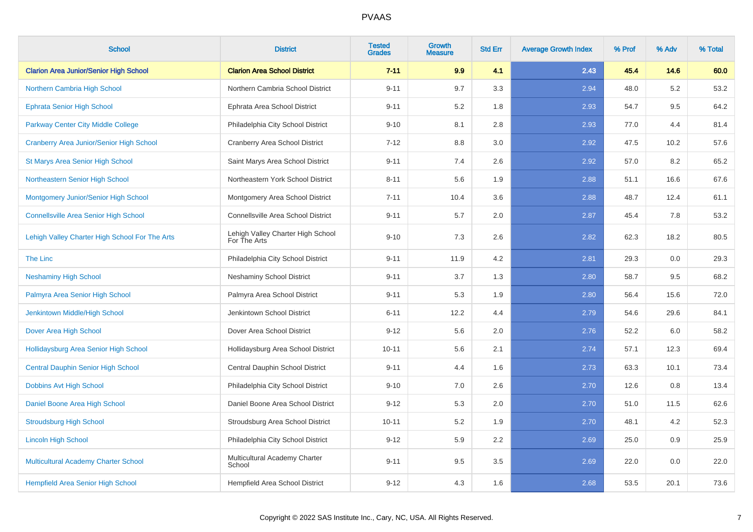| School | District | Tested Grades | Growth Measure | Std Err | Average Growth Index | % Prof | % Adv | % Total |
|---|---|---|---|---|---|---|---|---|
| **Clarion Area Junior/Senior High School** | **Clarion Area School District** | **7-11** | **9.9** | **4.1** | **2.43** | **45.4** | **14.6** | **60.0** |
| Northern Cambria High School | Northern Cambria School District | 9-11 | 9.7 | 3.3 | 2.94 | 48.0 | 5.2 | 53.2 |
| Ephrata Senior High School | Ephrata Area School District | 9-11 | 5.2 | 1.8 | 2.93 | 54.7 | 9.5 | 64.2 |
| Parkway Center City Middle College | Philadelphia City School District | 9-10 | 8.1 | 2.8 | 2.93 | 77.0 | 4.4 | 81.4 |
| Cranberry Area Junior/Senior High School | Cranberry Area School District | 7-12 | 8.8 | 3.0 | 2.92 | 47.5 | 10.2 | 57.6 |
| St Marys Area Senior High School | Saint Marys Area School District | 9-11 | 7.4 | 2.6 | 2.92 | 57.0 | 8.2 | 65.2 |
| Northeastern Senior High School | Northeastern York School District | 8-11 | 5.6 | 1.9 | 2.88 | 51.1 | 16.6 | 67.6 |
| Montgomery Junior/Senior High School | Montgomery Area School District | 7-11 | 10.4 | 3.6 | 2.88 | 48.7 | 12.4 | 61.1 |
| Connellsville Area Senior High School | Connellsville Area School District | 9-11 | 5.7 | 2.0 | 2.87 | 45.4 | 7.8 | 53.2 |
| Lehigh Valley Charter High School For The Arts | Lehigh Valley Charter High School For The Arts | 9-10 | 7.3 | 2.6 | 2.82 | 62.3 | 18.2 | 80.5 |
| The Linc | Philadelphia City School District | 9-11 | 11.9 | 4.2 | 2.81 | 29.3 | 0.0 | 29.3 |
| Neshaminy High School | Neshaminy School District | 9-11 | 3.7 | 1.3 | 2.80 | 58.7 | 9.5 | 68.2 |
| Palmyra Area Senior High School | Palmyra Area School District | 9-11 | 5.3 | 1.9 | 2.80 | 56.4 | 15.6 | 72.0 |
| Jenkintown Middle/High School | Jenkintown School District | 6-11 | 12.2 | 4.4 | 2.79 | 54.6 | 29.6 | 84.1 |
| Dover Area High School | Dover Area School District | 9-12 | 5.6 | 2.0 | 2.76 | 52.2 | 6.0 | 58.2 |
| Hollidaysburg Area Senior High School | Hollidaysburg Area School District | 10-11 | 5.6 | 2.1 | 2.74 | 57.1 | 12.3 | 69.4 |
| Central Dauphin Senior High School | Central Dauphin School District | 9-11 | 4.4 | 1.6 | 2.73 | 63.3 | 10.1 | 73.4 |
| Dobbins Avt High School | Philadelphia City School District | 9-10 | 7.0 | 2.6 | 2.70 | 12.6 | 0.8 | 13.4 |
| Daniel Boone Area High School | Daniel Boone Area School District | 9-12 | 5.3 | 2.0 | 2.70 | 51.0 | 11.5 | 62.6 |
| Stroudsburg High School | Stroudsburg Area School District | 10-11 | 5.2 | 1.9 | 2.70 | 48.1 | 4.2 | 52.3 |
| Lincoln High School | Philadelphia City School District | 9-12 | 5.9 | 2.2 | 2.69 | 25.0 | 0.9 | 25.9 |
| Multicultural Academy Charter School | Multicultural Academy Charter School | 9-11 | 9.5 | 3.5 | 2.69 | 22.0 | 0.0 | 22.0 |
| Hempfield Area Senior High School | Hempfield Area School District | 9-12 | 4.3 | 1.6 | 2.68 | 53.5 | 20.1 | 73.6 |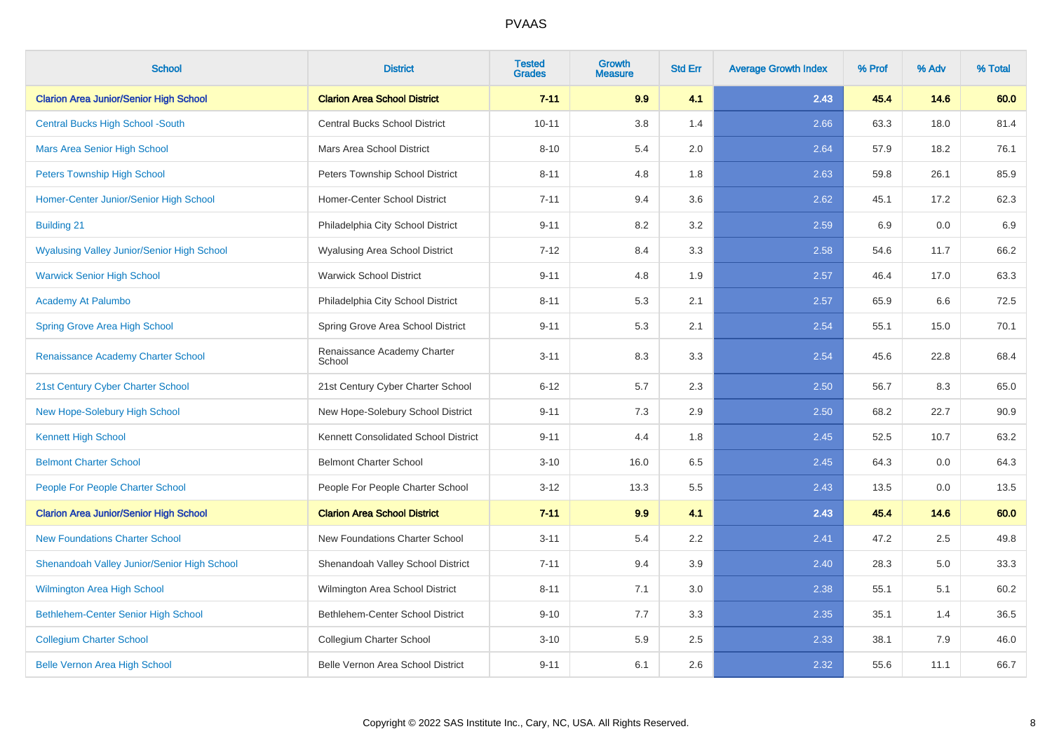# PVAAS

| School | District | Tested Grades | Growth Measure | Std Err | Average Growth Index | % Prof | % Adv | % Total |
|---|---|---|---|---|---|---|---|---|
| **Clarion Area Junior/Senior High School** | **Clarion Area School District** | **7-11** | **9.9** | **4.1** | **2.43** | **45.4** | **14.6** | **60.0** |
| Central Bucks High School -South | Central Bucks School District | 10-11 | 3.8 | 1.4 | 2.66 | 63.3 | 18.0 | 81.4 |
| Mars Area Senior High School | Mars Area School District | 8-10 | 5.4 | 2.0 | 2.64 | 57.9 | 18.2 | 76.1 |
| Peters Township High School | Peters Township School District | 8-11 | 4.8 | 1.8 | 2.63 | 59.8 | 26.1 | 85.9 |
| Homer-Center Junior/Senior High School | Homer-Center School District | 7-11 | 9.4 | 3.6 | 2.62 | 45.1 | 17.2 | 62.3 |
| Building 21 | Philadelphia City School District | 9-11 | 8.2 | 3.2 | 2.59 | 6.9 | 0.0 | 6.9 |
| Wyalusing Valley Junior/Senior High School | Wyalusing Area School District | 7-12 | 8.4 | 3.3 | 2.58 | 54.6 | 11.7 | 66.2 |
| Warwick Senior High School | Warwick School District | 9-11 | 4.8 | 1.9 | 2.57 | 46.4 | 17.0 | 63.3 |
| Academy At Palumbo | Philadelphia City School District | 8-11 | 5.3 | 2.1 | 2.57 | 65.9 | 6.6 | 72.5 |
| Spring Grove Area High School | Spring Grove Area School District | 9-11 | 5.3 | 2.1 | 2.54 | 55.1 | 15.0 | 70.1 |
| Renaissance Academy Charter School | Renaissance Academy Charter School | 3-11 | 8.3 | 3.3 | 2.54 | 45.6 | 22.8 | 68.4 |
| 21st Century Cyber Charter School | 21st Century Cyber Charter School | 6-12 | 5.7 | 2.3 | 2.50 | 56.7 | 8.3 | 65.0 |
| New Hope-Solebury High School | New Hope-Solebury School District | 9-11 | 7.3 | 2.9 | 2.50 | 68.2 | 22.7 | 90.9 |
| Kennett High School | Kennett Consolidated School District | 9-11 | 4.4 | 1.8 | 2.45 | 52.5 | 10.7 | 63.2 |
| Belmont Charter School | Belmont Charter School | 3-10 | 16.0 | 6.5 | 2.45 | 64.3 | 0.0 | 64.3 |
| People For People Charter School | People For People Charter School | 3-12 | 13.3 | 5.5 | 2.43 | 13.5 | 0.0 | 13.5 |
| **Clarion Area Junior/Senior High School** | **Clarion Area School District** | **7-11** | **9.9** | **4.1** | **2.43** | **45.4** | **14.6** | **60.0** |
| New Foundations Charter School | New Foundations Charter School | 3-11 | 5.4 | 2.2 | 2.41 | 47.2 | 2.5 | 49.8 |
| Shenandoah Valley Junior/Senior High School | Shenandoah Valley School District | 7-11 | 9.4 | 3.9 | 2.40 | 28.3 | 5.0 | 33.3 |
| Wilmington Area High School | Wilmington Area School District | 8-11 | 7.1 | 3.0 | 2.38 | 55.1 | 5.1 | 60.2 |
| Bethlehem-Center Senior High School | Bethlehem-Center School District | 9-10 | 7.7 | 3.3 | 2.35 | 35.1 | 1.4 | 36.5 |
| Collegium Charter School | Collegium Charter School | 3-10 | 5.9 | 2.5 | 2.33 | 38.1 | 7.9 | 46.0 |
| Belle Vernon Area High School | Belle Vernon Area School District | 9-11 | 6.1 | 2.6 | 2.32 | 55.6 | 11.1 | 66.7 |

Copyright © 2022 SAS Institute Inc., Cary, NC, USA. All Rights Reserved.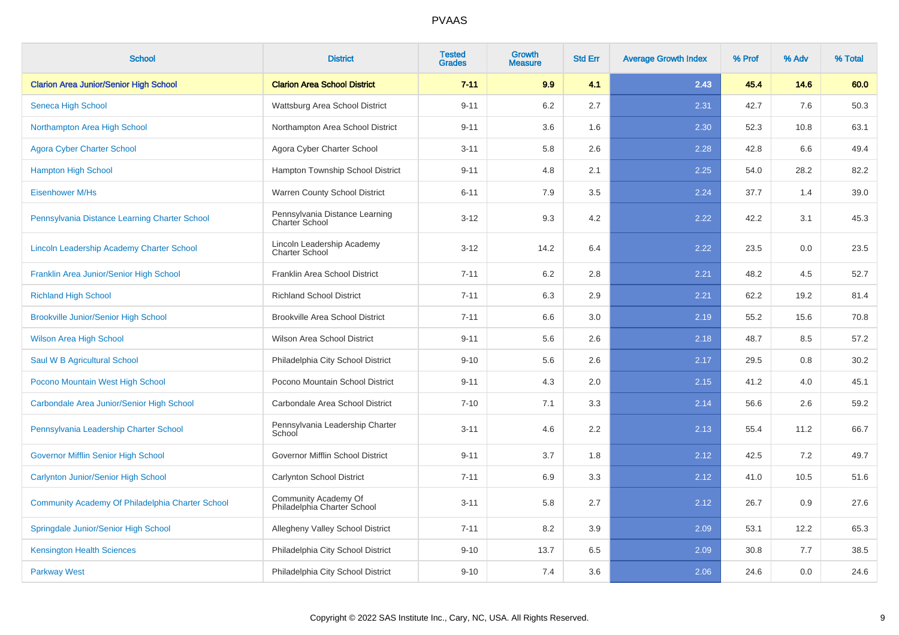| School | District | Tested Grades | Growth Measure | Std Err | Average Growth Index | % Prof | % Adv | % Total |
|---|---|---|---|---|---|---|---|---|
| **Clarion Area Junior/Senior High School** | **Clarion Area School District** | **7-11** | **9.9** | **4.1** | **2.43** | **45.4** | **14.6** | **60.0** |
| Seneca High School | Wattsburg Area School District | 9-11 | 6.2 | 2.7 | 2.31 | 42.7 | 7.6 | 50.3 |
| Northampton Area High School | Northampton Area School District | 9-11 | 3.6 | 1.6 | 2.30 | 52.3 | 10.8 | 63.1 |
| Agora Cyber Charter School | Agora Cyber Charter School | 3-11 | 5.8 | 2.6 | 2.28 | 42.8 | 6.6 | 49.4 |
| Hampton High School | Hampton Township School District | 9-11 | 4.8 | 2.1 | 2.25 | 54.0 | 28.2 | 82.2 |
| Eisenhower M/Hs | Warren County School District | 6-11 | 7.9 | 3.5 | 2.24 | 37.7 | 1.4 | 39.0 |
| Pennsylvania Distance Learning Charter School | Pennsylvania Distance Learning Charter School | 3-12 | 9.3 | 4.2 | 2.22 | 42.2 | 3.1 | 45.3 |
| Lincoln Leadership Academy Charter School | Lincoln Leadership Academy Charter School | 3-12 | 14.2 | 6.4 | 2.22 | 23.5 | 0.0 | 23.5 |
| Franklin Area Junior/Senior High School | Franklin Area School District | 7-11 | 6.2 | 2.8 | 2.21 | 48.2 | 4.5 | 52.7 |
| Richland High School | Richland School District | 7-11 | 6.3 | 2.9 | 2.21 | 62.2 | 19.2 | 81.4 |
| Brookville Junior/Senior High School | Brookville Area School District | 7-11 | 6.6 | 3.0 | 2.19 | 55.2 | 15.6 | 70.8 |
| Wilson Area High School | Wilson Area School District | 9-11 | 5.6 | 2.6 | 2.18 | 48.7 | 8.5 | 57.2 |
| Saul W B Agricultural School | Philadelphia City School District | 9-10 | 5.6 | 2.6 | 2.17 | 29.5 | 0.8 | 30.2 |
| Pocono Mountain West High School | Pocono Mountain School District | 9-11 | 4.3 | 2.0 | 2.15 | 41.2 | 4.0 | 45.1 |
| Carbondale Area Junior/Senior High School | Carbondale Area School District | 7-10 | 7.1 | 3.3 | 2.14 | 56.6 | 2.6 | 59.2 |
| Pennsylvania Leadership Charter School | Pennsylvania Leadership Charter School | 3-11 | 4.6 | 2.2 | 2.13 | 55.4 | 11.2 | 66.7 |
| Governor Mifflin Senior High School | Governor Mifflin School District | 9-11 | 3.7 | 1.8 | 2.12 | 42.5 | 7.2 | 49.7 |
| Carlynton Junior/Senior High School | Carlynton School District | 7-11 | 6.9 | 3.3 | 2.12 | 41.0 | 10.5 | 51.6 |
| Community Academy Of Philadelphia Charter School | Community Academy Of Philadelphia Charter School | 3-11 | 5.8 | 2.7 | 2.12 | 26.7 | 0.9 | 27.6 |
| Springdale Junior/Senior High School | Allegheny Valley School District | 7-11 | 8.2 | 3.9 | 2.09 | 53.1 | 12.2 | 65.3 |
| Kensington Health Sciences | Philadelphia City School District | 9-10 | 13.7 | 6.5 | 2.09 | 30.8 | 7.7 | 38.5 |
| Parkway West | Philadelphia City School District | 9-10 | 7.4 | 3.6 | 2.06 | 24.6 | 0.0 | 24.6 |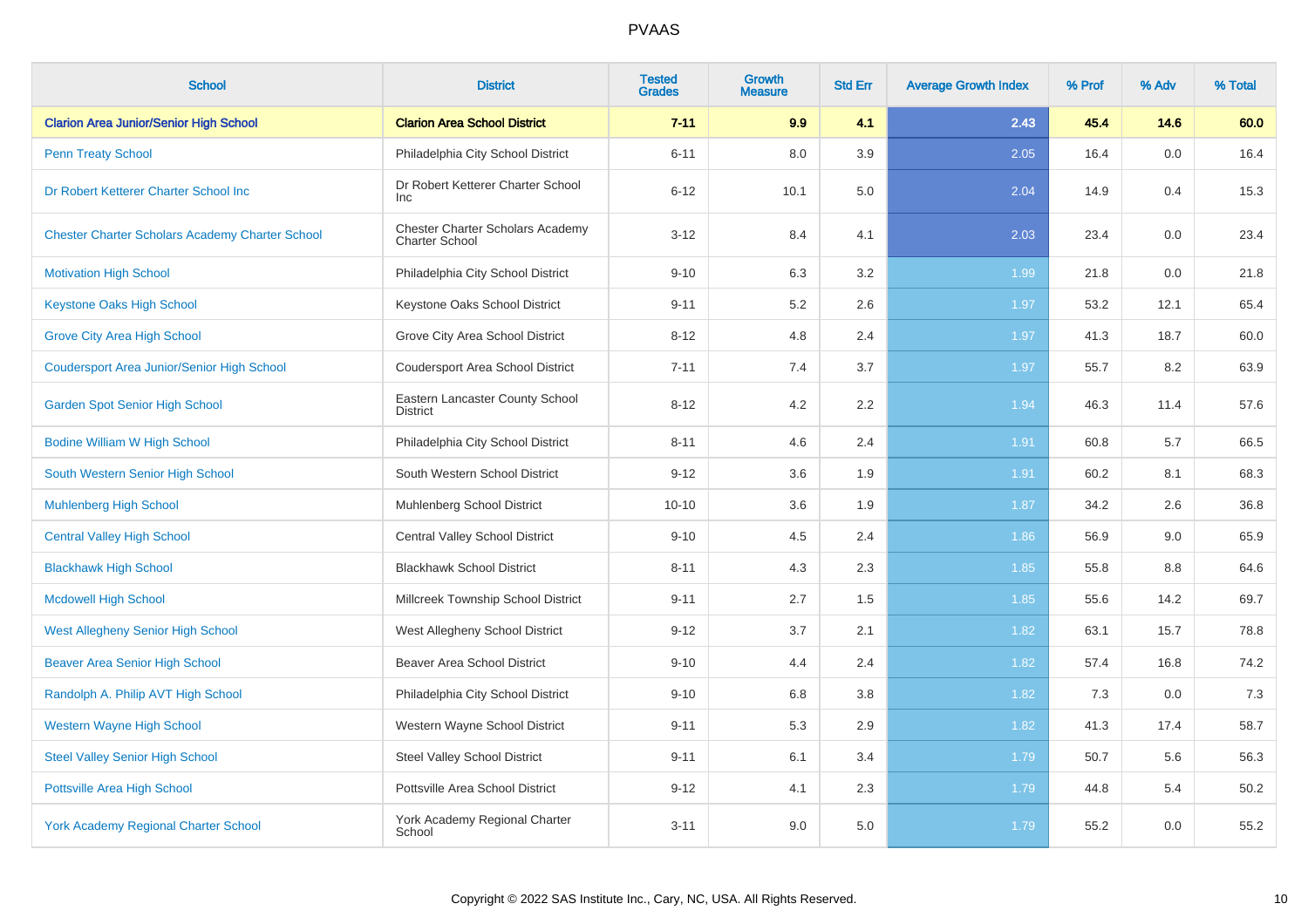# PVAAS

| School | District | Tested Grades | Growth Measure | Std Err | Average Growth Index | % Prof | % Adv | % Total |
|---|---|---|---|---|---|---|---|---|
| **Clarion Area Junior/Senior High School** | **Clarion Area School District** | **7-11** | **9.9** | **4.1** | **2.43** | **45.4** | **14.6** | **60.0** |
| Penn Treaty School | Philadelphia City School District | 6-11 | 8.0 | 3.9 | 2.05 | 16.4 | 0.0 | 16.4 |
| Dr Robert Ketterer Charter School Inc | Dr Robert Ketterer Charter School Inc | 6-12 | 10.1 | 5.0 | 2.04 | 14.9 | 0.4 | 15.3 |
| Chester Charter Scholars Academy Charter School | Chester Charter Scholars Academy Charter School | 3-12 | 8.4 | 4.1 | 2.03 | 23.4 | 0.0 | 23.4 |
| Motivation High School | Philadelphia City School District | 9-10 | 6.3 | 3.2 | 1.99 | 21.8 | 0.0 | 21.8 |
| Keystone Oaks High School | Keystone Oaks School District | 9-11 | 5.2 | 2.6 | 1.97 | 53.2 | 12.1 | 65.4 |
| Grove City Area High School | Grove City Area School District | 8-12 | 4.8 | 2.4 | 1.97 | 41.3 | 18.7 | 60.0 |
| Coudersport Area Junior/Senior High School | Coudersport Area School District | 7-11 | 7.4 | 3.7 | 1.97 | 55.7 | 8.2 | 63.9 |
| Garden Spot Senior High School | Eastern Lancaster County School District | 8-12 | 4.2 | 2.2 | 1.94 | 46.3 | 11.4 | 57.6 |
| Bodine William W High School | Philadelphia City School District | 8-11 | 4.6 | 2.4 | 1.91 | 60.8 | 5.7 | 66.5 |
| South Western Senior High School | South Western School District | 9-12 | 3.6 | 1.9 | 1.91 | 60.2 | 8.1 | 68.3 |
| Muhlenberg High School | Muhlenberg School District | 10-10 | 3.6 | 1.9 | 1.87 | 34.2 | 2.6 | 36.8 |
| Central Valley High School | Central Valley School District | 9-10 | 4.5 | 2.4 | 1.86 | 56.9 | 9.0 | 65.9 |
| Blackhawk High School | Blackhawk School District | 8-11 | 4.3 | 2.3 | 1.85 | 55.8 | 8.8 | 64.6 |
| Mcdowell High School | Millcreek Township School District | 9-11 | 2.7 | 1.5 | 1.85 | 55.6 | 14.2 | 69.7 |
| West Allegheny Senior High School | West Allegheny School District | 9-12 | 3.7 | 2.1 | 1.82 | 63.1 | 15.7 | 78.8 |
| Beaver Area Senior High School | Beaver Area School District | 9-10 | 4.4 | 2.4 | 1.82 | 57.4 | 16.8 | 74.2 |
| Randolph A. Philip AVT High School | Philadelphia City School District | 9-10 | 6.8 | 3.8 | 1.82 | 7.3 | 0.0 | 7.3 |
| Western Wayne High School | Western Wayne School District | 9-11 | 5.3 | 2.9 | 1.82 | 41.3 | 17.4 | 58.7 |
| Steel Valley Senior High School | Steel Valley School District | 9-11 | 6.1 | 3.4 | 1.79 | 50.7 | 5.6 | 56.3 |
| Pottsville Area High School | Pottsville Area School District | 9-12 | 4.1 | 2.3 | 1.79 | 44.8 | 5.4 | 50.2 |
| York Academy Regional Charter School | York Academy Regional Charter School | 3-11 | 9.0 | 5.0 | 1.79 | 55.2 | 0.0 | 55.2 |

Copyright © 2022 SAS Institute Inc., Cary, NC, USA. All Rights Reserved.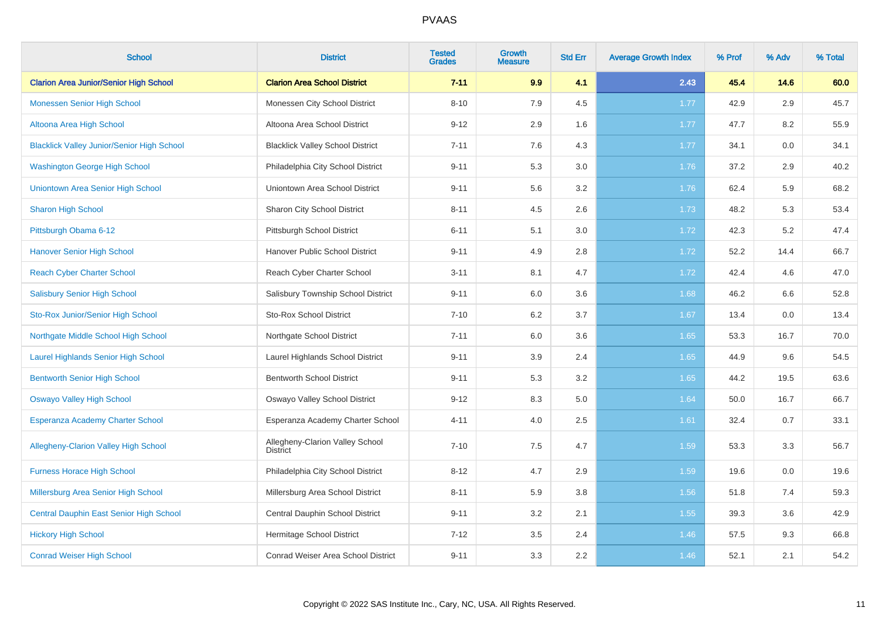PVAAS

| School | District | Tested Grades | Growth Measure | Std Err | Average Growth Index | % Prof | % Adv | % Total |
|---|---|---|---|---|---|---|---|---|
| **Clarion Area Junior/Senior High School** | **Clarion Area School District** | **7-11** | **9.9** | **4.1** | **2.43** | **45.4** | **14.6** | **60.0** |
| Monessen Senior High School | Monessen City School District | 8-10 | 7.9 | 4.5 | 1.77 | 42.9 | 2.9 | 45.7 |
| Altoona Area High School | Altoona Area School District | 9-12 | 2.9 | 1.6 | 1.77 | 47.7 | 8.2 | 55.9 |
| Blacklick Valley Junior/Senior High School | Blacklick Valley School District | 7-11 | 7.6 | 4.3 | 1.77 | 34.1 | 0.0 | 34.1 |
| Washington George High School | Philadelphia City School District | 9-11 | 5.3 | 3.0 | 1.76 | 37.2 | 2.9 | 40.2 |
| Uniontown Area Senior High School | Uniontown Area School District | 9-11 | 5.6 | 3.2 | 1.76 | 62.4 | 5.9 | 68.2 |
| Sharon High School | Sharon City School District | 8-11 | 4.5 | 2.6 | 1.73 | 48.2 | 5.3 | 53.4 |
| Pittsburgh Obama 6-12 | Pittsburgh School District | 6-11 | 5.1 | 3.0 | 1.72 | 42.3 | 5.2 | 47.4 |
| Hanover Senior High School | Hanover Public School District | 9-11 | 4.9 | 2.8 | 1.72 | 52.2 | 14.4 | 66.7 |
| Reach Cyber Charter School | Reach Cyber Charter School | 3-11 | 8.1 | 4.7 | 1.72 | 42.4 | 4.6 | 47.0 |
| Salisbury Senior High School | Salisbury Township School District | 9-11 | 6.0 | 3.6 | 1.68 | 46.2 | 6.6 | 52.8 |
| Sto-Rox Junior/Senior High School | Sto-Rox School District | 7-10 | 6.2 | 3.7 | 1.67 | 13.4 | 0.0 | 13.4 |
| Northgate Middle School High School | Northgate School District | 7-11 | 6.0 | 3.6 | 1.65 | 53.3 | 16.7 | 70.0 |
| Laurel Highlands Senior High School | Laurel Highlands School District | 9-11 | 3.9 | 2.4 | 1.65 | 44.9 | 9.6 | 54.5 |
| Bentworth Senior High School | Bentworth School District | 9-11 | 5.3 | 3.2 | 1.65 | 44.2 | 19.5 | 63.6 |
| Oswayo Valley High School | Oswayo Valley School District | 9-12 | 8.3 | 5.0 | 1.64 | 50.0 | 16.7 | 66.7 |
| Esperanza Academy Charter School | Esperanza Academy Charter School | 4-11 | 4.0 | 2.5 | 1.61 | 32.4 | 0.7 | 33.1 |
| Allegheny-Clarion Valley High School | Allegheny-Clarion Valley School District | 7-10 | 7.5 | 4.7 | 1.59 | 53.3 | 3.3 | 56.7 |
| Furness Horace High School | Philadelphia City School District | 8-12 | 4.7 | 2.9 | 1.59 | 19.6 | 0.0 | 19.6 |
| Millersburg Area Senior High School | Millersburg Area School District | 8-11 | 5.9 | 3.8 | 1.56 | 51.8 | 7.4 | 59.3 |
| Central Dauphin East Senior High School | Central Dauphin School District | 9-11 | 3.2 | 2.1 | 1.55 | 39.3 | 3.6 | 42.9 |
| Hickory High School | Hermitage School District | 7-12 | 3.5 | 2.4 | 1.46 | 57.5 | 9.3 | 66.8 |
| Conrad Weiser High School | Conrad Weiser Area School District | 9-11 | 3.3 | 2.2 | 1.46 | 52.1 | 2.1 | 54.2 |

Copyright © 2022 SAS Institute Inc., Cary, NC, USA. All Rights Reserved.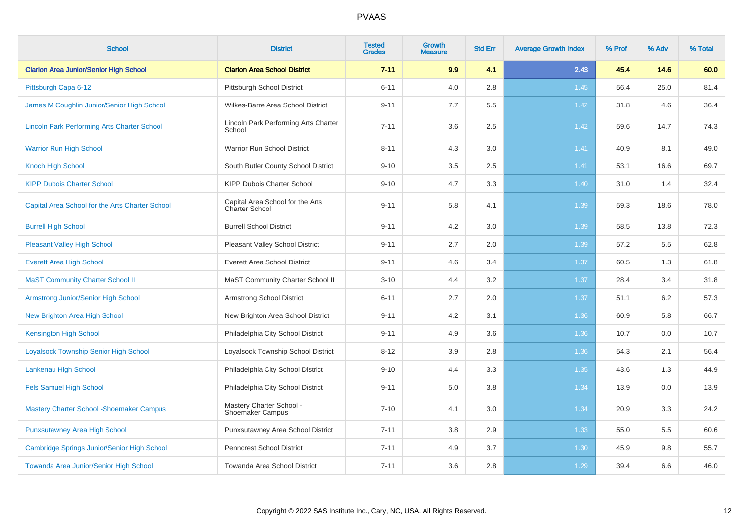# PVAAS

| School | District | Tested Grades | Growth Measure | Std Err | Average Growth Index | % Prof | % Adv | % Total |
|---|---|---|---|---|---|---|---|---|
| **Clarion Area Junior/Senior High School** | **Clarion Area School District** | **7-11** | **9.9** | **4.1** | **2.43** | **45.4** | **14.6** | **60.0** |
| Pittsburgh Capa 6-12 | Pittsburgh School District | 6-11 | 4.0 | 2.8 | 1.45 | 56.4 | 25.0 | 81.4 |
| James M Coughlin Junior/Senior High School | Wilkes-Barre Area School District | 9-11 | 7.7 | 5.5 | 1.42 | 31.8 | 4.6 | 36.4 |
| Lincoln Park Performing Arts Charter School | Lincoln Park Performing Arts Charter School | 7-11 | 3.6 | 2.5 | 1.42 | 59.6 | 14.7 | 74.3 |
| Warrior Run High School | Warrior Run School District | 8-11 | 4.3 | 3.0 | 1.41 | 40.9 | 8.1 | 49.0 |
| Knoch High School | South Butler County School District | 9-10 | 3.5 | 2.5 | 1.41 | 53.1 | 16.6 | 69.7 |
| KIPP Dubois Charter School | KIPP Dubois Charter School | 9-10 | 4.7 | 3.3 | 1.40 | 31.0 | 1.4 | 32.4 |
| Capital Area School for the Arts Charter School | Capital Area School for the Arts Charter School | 9-11 | 5.8 | 4.1 | 1.39 | 59.3 | 18.6 | 78.0 |
| Burrell High School | Burrell School District | 9-11 | 4.2 | 3.0 | 1.39 | 58.5 | 13.8 | 72.3 |
| Pleasant Valley High School | Pleasant Valley School District | 9-11 | 2.7 | 2.0 | 1.39 | 57.2 | 5.5 | 62.8 |
| Everett Area High School | Everett Area School District | 9-11 | 4.6 | 3.4 | 1.37 | 60.5 | 1.3 | 61.8 |
| MaST Community Charter School II | MaST Community Charter School II | 3-10 | 4.4 | 3.2 | 1.37 | 28.4 | 3.4 | 31.8 |
| Armstrong Junior/Senior High School | Armstrong School District | 6-11 | 2.7 | 2.0 | 1.37 | 51.1 | 6.2 | 57.3 |
| New Brighton Area High School | New Brighton Area School District | 9-11 | 4.2 | 3.1 | 1.36 | 60.9 | 5.8 | 66.7 |
| Kensington High School | Philadelphia City School District | 9-11 | 4.9 | 3.6 | 1.36 | 10.7 | 0.0 | 10.7 |
| Loyalsock Township Senior High School | Loyalsock Township School District | 8-12 | 3.9 | 2.8 | 1.36 | 54.3 | 2.1 | 56.4 |
| Lankenau High School | Philadelphia City School District | 9-10 | 4.4 | 3.3 | 1.35 | 43.6 | 1.3 | 44.9 |
| Fels Samuel High School | Philadelphia City School District | 9-11 | 5.0 | 3.8 | 1.34 | 13.9 | 0.0 | 13.9 |
| Mastery Charter School -Shoemaker Campus | Mastery Charter School - Shoemaker Campus | 7-10 | 4.1 | 3.0 | 1.34 | 20.9 | 3.3 | 24.2 |
| Punxsutawney Area High School | Punxsutawney Area School District | 7-11 | 3.8 | 2.9 | 1.33 | 55.0 | 5.5 | 60.6 |
| Cambridge Springs Junior/Senior High School | Penncrest School District | 7-11 | 4.9 | 3.7 | 1.30 | 45.9 | 9.8 | 55.7 |
| Towanda Area Junior/Senior High School | Towanda Area School District | 7-11 | 3.6 | 2.8 | 1.29 | 39.4 | 6.6 | 46.0 |

Copyright © 2022 SAS Institute Inc., Cary, NC, USA. All Rights Reserved.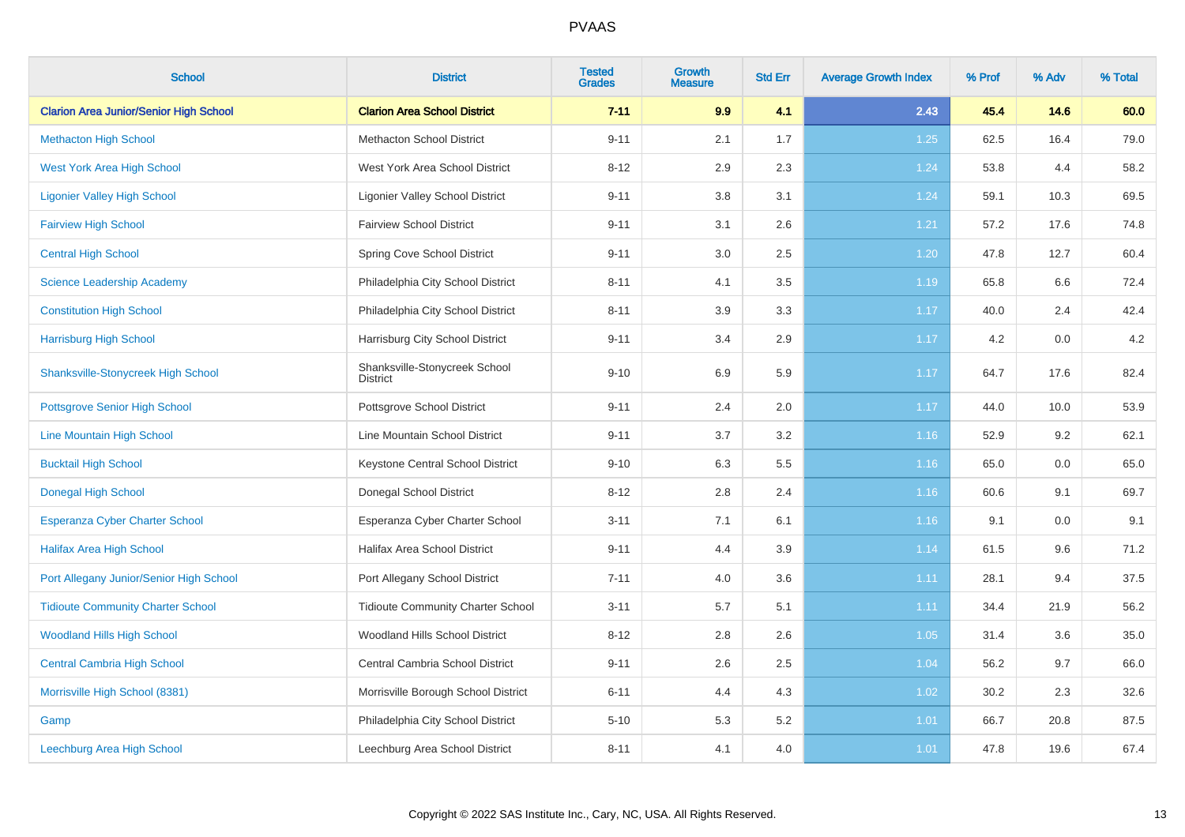# PVAAS

| School | District | Tested Grades | Growth Measure | Std Err | Average Growth Index | % Prof | % Adv | % Total |
|---|---|---|---|---|---|---|---|---|
| **Clarion Area Junior/Senior High School** | **Clarion Area School District** | **7-11** | **9.9** | **4.1** | **2.43** | **45.4** | **14.6** | **60.0** |
| Methacton High School | Methacton School District | 9-11 | 2.1 | 1.7 | 1.25 | 62.5 | 16.4 | 79.0 |
| West York Area High School | West York Area School District | 8-12 | 2.9 | 2.3 | 1.24 | 53.8 | 4.4 | 58.2 |
| Ligonier Valley High School | Ligonier Valley School District | 9-11 | 3.8 | 3.1 | 1.24 | 59.1 | 10.3 | 69.5 |
| Fairview High School | Fairview School District | 9-11 | 3.1 | 2.6 | 1.21 | 57.2 | 17.6 | 74.8 |
| Central High School | Spring Cove School District | 9-11 | 3.0 | 2.5 | 1.20 | 47.8 | 12.7 | 60.4 |
| Science Leadership Academy | Philadelphia City School District | 8-11 | 4.1 | 3.5 | 1.19 | 65.8 | 6.6 | 72.4 |
| Constitution High School | Philadelphia City School District | 8-11 | 3.9 | 3.3 | 1.17 | 40.0 | 2.4 | 42.4 |
| Harrisburg High School | Harrisburg City School District | 9-11 | 3.4 | 2.9 | 1.17 | 4.2 | 0.0 | 4.2 |
| Shanksville-Stonycreek High School | Shanksville-Stonycreek School District | 9-10 | 6.9 | 5.9 | 1.17 | 64.7 | 17.6 | 82.4 |
| Pottsgrove Senior High School | Pottsgrove School District | 9-11 | 2.4 | 2.0 | 1.17 | 44.0 | 10.0 | 53.9 |
| Line Mountain High School | Line Mountain School District | 9-11 | 3.7 | 3.2 | 1.16 | 52.9 | 9.2 | 62.1 |
| Bucktail High School | Keystone Central School District | 9-10 | 6.3 | 5.5 | 1.16 | 65.0 | 0.0 | 65.0 |
| Donegal High School | Donegal School District | 8-12 | 2.8 | 2.4 | 1.16 | 60.6 | 9.1 | 69.7 |
| Esperanza Cyber Charter School | Esperanza Cyber Charter School | 3-11 | 7.1 | 6.1 | 1.16 | 9.1 | 0.0 | 9.1 |
| Halifax Area High School | Halifax Area School District | 9-11 | 4.4 | 3.9 | 1.14 | 61.5 | 9.6 | 71.2 |
| Port Allegany Junior/Senior High School | Port Allegany School District | 7-11 | 4.0 | 3.6 | 1.11 | 28.1 | 9.4 | 37.5 |
| Tidioute Community Charter School | Tidioute Community Charter School | 3-11 | 5.7 | 5.1 | 1.11 | 34.4 | 21.9 | 56.2 |
| Woodland Hills High School | Woodland Hills School District | 8-12 | 2.8 | 2.6 | 1.05 | 31.4 | 3.6 | 35.0 |
| Central Cambria High School | Central Cambria School District | 9-11 | 2.6 | 2.5 | 1.04 | 56.2 | 9.7 | 66.0 |
| Morrisville High School (8381) | Morrisville Borough School District | 6-11 | 4.4 | 4.3 | 1.02 | 30.2 | 2.3 | 32.6 |
| Gamp | Philadelphia City School District | 5-10 | 5.3 | 5.2 | 1.01 | 66.7 | 20.8 | 87.5 |
| Leechburg Area High School | Leechburg Area School District | 8-11 | 4.1 | 4.0 | 1.01 | 47.8 | 19.6 | 67.4 |

Copyright © 2022 SAS Institute Inc., Cary, NC, USA. All Rights Reserved.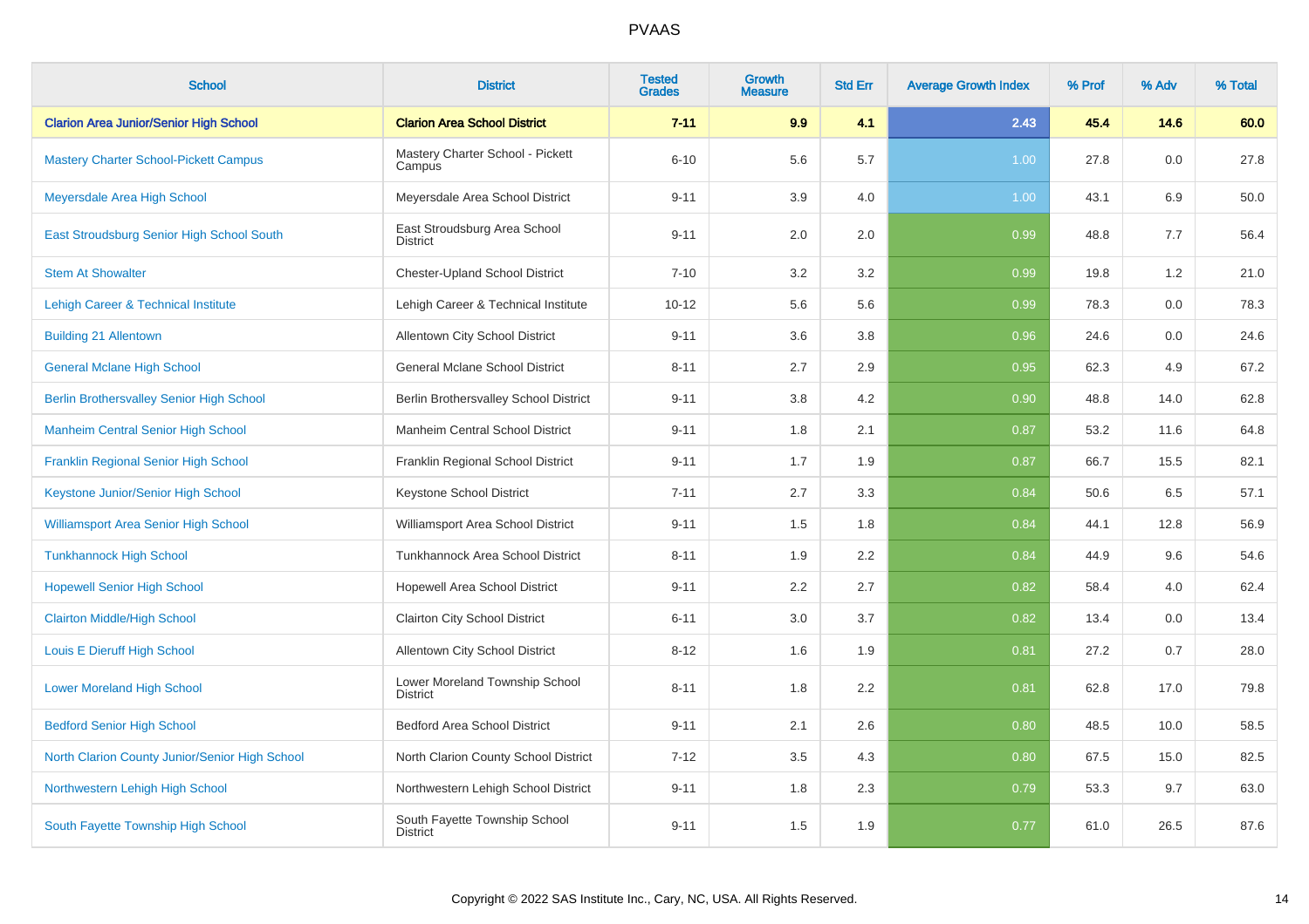# PVAAS

| School | District | Tested Grades | Growth Measure | Std Err | Average Growth Index | % Prof | % Adv | % Total |
|---|---|---|---|---|---|---|---|---|
| **Clarion Area Junior/Senior High School** | **Clarion Area School District** | **7-11** | **9.9** | **4.1** | **2.43** | **45.4** | **14.6** | **60.0** |
| Mastery Charter School-Pickett Campus | Mastery Charter School - Pickett Campus | 6-10 | 5.6 | 5.7 | 1.00 | 27.8 | 0.0 | 27.8 |
| Meyersdale Area High School | Meyersdale Area School District | 9-11 | 3.9 | 4.0 | 1.00 | 43.1 | 6.9 | 50.0 |
| East Stroudsburg Senior High School South | East Stroudsburg Area School District | 9-11 | 2.0 | 2.0 | 0.99 | 48.8 | 7.7 | 56.4 |
| Stem At Showalter | Chester-Upland School District | 7-10 | 3.2 | 3.2 | 0.99 | 19.8 | 1.2 | 21.0 |
| Lehigh Career & Technical Institute | Lehigh Career & Technical Institute | 10-12 | 5.6 | 5.6 | 0.99 | 78.3 | 0.0 | 78.3 |
| Building 21 Allentown | Allentown City School District | 9-11 | 3.6 | 3.8 | 0.96 | 24.6 | 0.0 | 24.6 |
| General Mclane High School | General Mclane School District | 8-11 | 2.7 | 2.9 | 0.95 | 62.3 | 4.9 | 67.2 |
| Berlin Brothersvalley Senior High School | Berlin Brothersvalley School District | 9-11 | 3.8 | 4.2 | 0.90 | 48.8 | 14.0 | 62.8 |
| Manheim Central Senior High School | Manheim Central School District | 9-11 | 1.8 | 2.1 | 0.87 | 53.2 | 11.6 | 64.8 |
| Franklin Regional Senior High School | Franklin Regional School District | 9-11 | 1.7 | 1.9 | 0.87 | 66.7 | 15.5 | 82.1 |
| Keystone Junior/Senior High School | Keystone School District | 7-11 | 2.7 | 3.3 | 0.84 | 50.6 | 6.5 | 57.1 |
| Williamsport Area Senior High School | Williamsport Area School District | 9-11 | 1.5 | 1.8 | 0.84 | 44.1 | 12.8 | 56.9 |
| Tunkhannock High School | Tunkhannock Area School District | 8-11 | 1.9 | 2.2 | 0.84 | 44.9 | 9.6 | 54.6 |
| Hopewell Senior High School | Hopewell Area School District | 9-11 | 2.2 | 2.7 | 0.82 | 58.4 | 4.0 | 62.4 |
| Clairton Middle/High School | Clairton City School District | 6-11 | 3.0 | 3.7 | 0.82 | 13.4 | 0.0 | 13.4 |
| Louis E Dieruff High School | Allentown City School District | 8-12 | 1.6 | 1.9 | 0.81 | 27.2 | 0.7 | 28.0 |
| Lower Moreland High School | Lower Moreland Township School District | 8-11 | 1.8 | 2.2 | 0.81 | 62.8 | 17.0 | 79.8 |
| Bedford Senior High School | Bedford Area School District | 9-11 | 2.1 | 2.6 | 0.80 | 48.5 | 10.0 | 58.5 |
| North Clarion County Junior/Senior High School | North Clarion County School District | 7-12 | 3.5 | 4.3 | 0.80 | 67.5 | 15.0 | 82.5 |
| Northwestern Lehigh High School | Northwestern Lehigh School District | 9-11 | 1.8 | 2.3 | 0.79 | 53.3 | 9.7 | 63.0 |
| South Fayette Township High School | South Fayette Township School District | 9-11 | 1.5 | 1.9 | 0.77 | 61.0 | 26.5 | 87.6 |

Copyright © 2022 SAS Institute Inc., Cary, NC, USA. All Rights Reserved.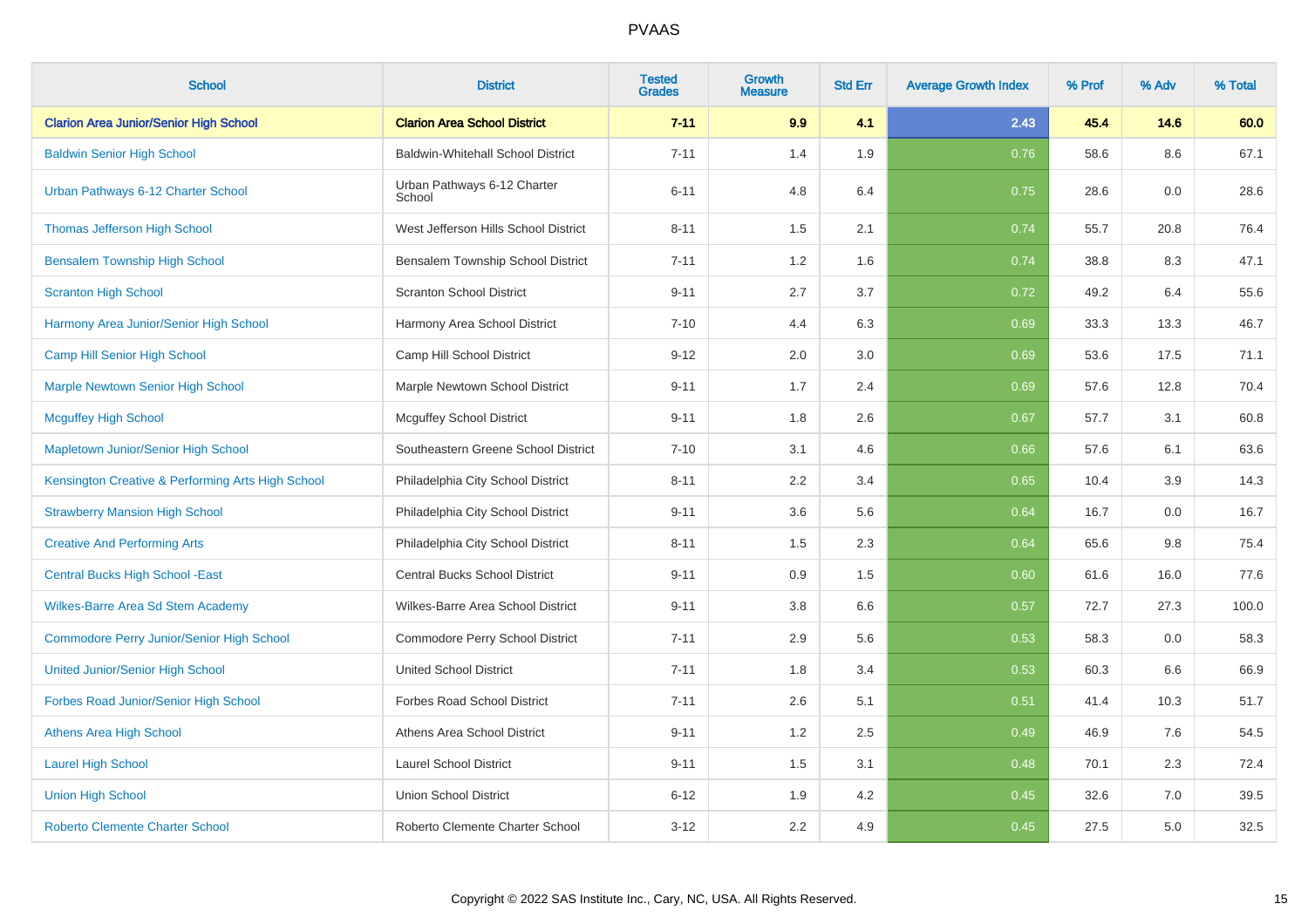# PVAAS

| School | District | Tested Grades | Growth Measure | Std Err | Average Growth Index | % Prof | % Adv | % Total |
|---|---|---|---|---|---|---|---|---|
| **Clarion Area Junior/Senior High School** | **Clarion Area School District** | **7-11** | **9.9** | **4.1** | **2.43** | **45.4** | **14.6** | **60.0** |
| Baldwin Senior High School | Baldwin-Whitehall School District | 7-11 | 1.4 | 1.9 | 0.76 | 58.6 | 8.6 | 67.1 |
| Urban Pathways 6-12 Charter School | Urban Pathways 6-12 Charter School | 6-11 | 4.8 | 6.4 | 0.75 | 28.6 | 0.0 | 28.6 |
| Thomas Jefferson High School | West Jefferson Hills School District | 8-11 | 1.5 | 2.1 | 0.74 | 55.7 | 20.8 | 76.4 |
| Bensalem Township High School | Bensalem Township School District | 7-11 | 1.2 | 1.6 | 0.74 | 38.8 | 8.3 | 47.1 |
| Scranton High School | Scranton School District | 9-11 | 2.7 | 3.7 | 0.72 | 49.2 | 6.4 | 55.6 |
| Harmony Area Junior/Senior High School | Harmony Area School District | 7-10 | 4.4 | 6.3 | 0.69 | 33.3 | 13.3 | 46.7 |
| Camp Hill Senior High School | Camp Hill School District | 9-12 | 2.0 | 3.0 | 0.69 | 53.6 | 17.5 | 71.1 |
| Marple Newtown Senior High School | Marple Newtown School District | 9-11 | 1.7 | 2.4 | 0.69 | 57.6 | 12.8 | 70.4 |
| Mcguffey High School | Mcguffey School District | 9-11 | 1.8 | 2.6 | 0.67 | 57.7 | 3.1 | 60.8 |
| Mapletown Junior/Senior High School | Southeastern Greene School District | 7-10 | 3.1 | 4.6 | 0.66 | 57.6 | 6.1 | 63.6 |
| Kensington Creative & Performing Arts High School | Philadelphia City School District | 8-11 | 2.2 | 3.4 | 0.65 | 10.4 | 3.9 | 14.3 |
| Strawberry Mansion High School | Philadelphia City School District | 9-11 | 3.6 | 5.6 | 0.64 | 16.7 | 0.0 | 16.7 |
| Creative And Performing Arts | Philadelphia City School District | 8-11 | 1.5 | 2.3 | 0.64 | 65.6 | 9.8 | 75.4 |
| Central Bucks High School -East | Central Bucks School District | 9-11 | 0.9 | 1.5 | 0.60 | 61.6 | 16.0 | 77.6 |
| Wilkes-Barre Area Sd Stem Academy | Wilkes-Barre Area School District | 9-11 | 3.8 | 6.6 | 0.57 | 72.7 | 27.3 | 100.0 |
| Commodore Perry Junior/Senior High School | Commodore Perry School District | 7-11 | 2.9 | 5.6 | 0.53 | 58.3 | 0.0 | 58.3 |
| United Junior/Senior High School | United School District | 7-11 | 1.8 | 3.4 | 0.53 | 60.3 | 6.6 | 66.9 |
| Forbes Road Junior/Senior High School | Forbes Road School District | 7-11 | 2.6 | 5.1 | 0.51 | 41.4 | 10.3 | 51.7 |
| Athens Area High School | Athens Area School District | 9-11 | 1.2 | 2.5 | 0.49 | 46.9 | 7.6 | 54.5 |
| Laurel High School | Laurel School District | 9-11 | 1.5 | 3.1 | 0.48 | 70.1 | 2.3 | 72.4 |
| Union High School | Union School District | 6-12 | 1.9 | 4.2 | 0.45 | 32.6 | 7.0 | 39.5 |
| Roberto Clemente Charter School | Roberto Clemente Charter School | 3-12 | 2.2 | 4.9 | 0.45 | 27.5 | 5.0 | 32.5 |

Copyright © 2022 SAS Institute Inc., Cary, NC, USA. All Rights Reserved.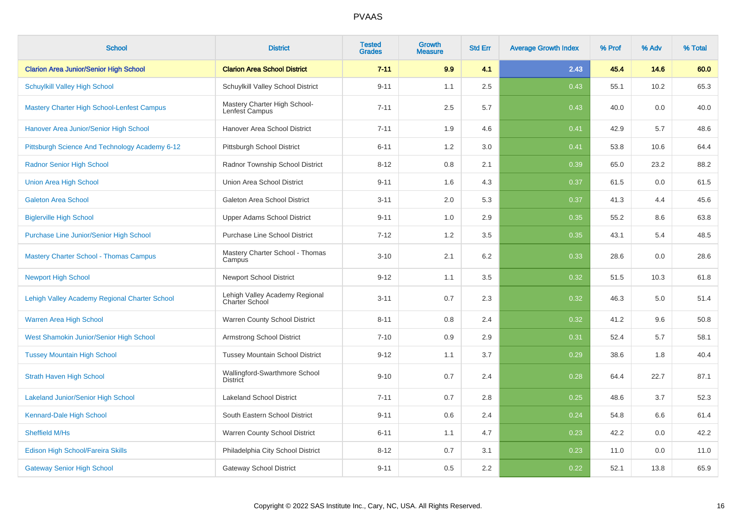# PVAAS

| School | District | Tested Grades | Growth Measure | Std Err | Average Growth Index | % Prof | % Adv | % Total |
|---|---|---|---|---|---|---|---|---|
| **Clarion Area Junior/Senior High School** | **Clarion Area School District** | **7-11** | **9.9** | **4.1** | **2.43** | **45.4** | **14.6** | **60.0** |
| Schuylkill Valley High School | Schuylkill Valley School District | 9-11 | 1.1 | 2.5 | 0.43 | 55.1 | 10.2 | 65.3 |
| Mastery Charter High School-Lenfest Campus | Mastery Charter High School-Lenfest Campus | 7-11 | 2.5 | 5.7 | 0.43 | 40.0 | 0.0 | 40.0 |
| Hanover Area Junior/Senior High School | Hanover Area School District | 7-11 | 1.9 | 4.6 | 0.41 | 42.9 | 5.7 | 48.6 |
| Pittsburgh Science And Technology Academy 6-12 | Pittsburgh School District | 6-11 | 1.2 | 3.0 | 0.41 | 53.8 | 10.6 | 64.4 |
| Radnor Senior High School | Radnor Township School District | 8-12 | 0.8 | 2.1 | 0.39 | 65.0 | 23.2 | 88.2 |
| Union Area High School | Union Area School District | 9-11 | 1.6 | 4.3 | 0.37 | 61.5 | 0.0 | 61.5 |
| Galeton Area School | Galeton Area School District | 3-11 | 2.0 | 5.3 | 0.37 | 41.3 | 4.4 | 45.6 |
| Biglerville High School | Upper Adams School District | 9-11 | 1.0 | 2.9 | 0.35 | 55.2 | 8.6 | 63.8 |
| Purchase Line Junior/Senior High School | Purchase Line School District | 7-12 | 1.2 | 3.5 | 0.35 | 43.1 | 5.4 | 48.5 |
| Mastery Charter School - Thomas Campus | Mastery Charter School - Thomas Campus | 3-10 | 2.1 | 6.2 | 0.33 | 28.6 | 0.0 | 28.6 |
| Newport High School | Newport School District | 9-12 | 1.1 | 3.5 | 0.32 | 51.5 | 10.3 | 61.8 |
| Lehigh Valley Academy Regional Charter School | Lehigh Valley Academy Regional Charter School | 3-11 | 0.7 | 2.3 | 0.32 | 46.3 | 5.0 | 51.4 |
| Warren Area High School | Warren County School District | 8-11 | 0.8 | 2.4 | 0.32 | 41.2 | 9.6 | 50.8 |
| West Shamokin Junior/Senior High School | Armstrong School District | 7-10 | 0.9 | 2.9 | 0.31 | 52.4 | 5.7 | 58.1 |
| Tussey Mountain High School | Tussey Mountain School District | 9-12 | 1.1 | 3.7 | 0.29 | 38.6 | 1.8 | 40.4 |
| Strath Haven High School | Wallingford-Swarthmore School District | 9-10 | 0.7 | 2.4 | 0.28 | 64.4 | 22.7 | 87.1 |
| Lakeland Junior/Senior High School | Lakeland School District | 7-11 | 0.7 | 2.8 | 0.25 | 48.6 | 3.7 | 52.3 |
| Kennard-Dale High School | South Eastern School District | 9-11 | 0.6 | 2.4 | 0.24 | 54.8 | 6.6 | 61.4 |
| Sheffield M/Hs | Warren County School District | 6-11 | 1.1 | 4.7 | 0.23 | 42.2 | 0.0 | 42.2 |
| Edison High School/Fareira Skills | Philadelphia City School District | 8-12 | 0.7 | 3.1 | 0.23 | 11.0 | 0.0 | 11.0 |
| Gateway Senior High School | Gateway School District | 9-11 | 0.5 | 2.2 | 0.22 | 52.1 | 13.8 | 65.9 |

Copyright © 2022 SAS Institute Inc., Cary, NC, USA. All Rights Reserved.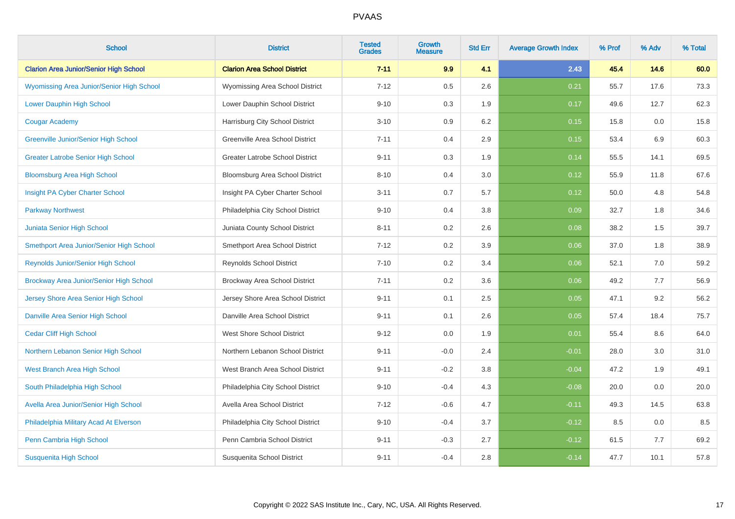| School | District | Tested Grades | Growth Measure | Std Err | Average Growth Index | % Prof | % Adv | % Total |
|---|---|---|---|---|---|---|---|---|
| **Clarion Area Junior/Senior High School** | **Clarion Area School District** | **7-11** | **9.9** | **4.1** | **2.43** | **45.4** | **14.6** | **60.0** |
| Wyomissing Area Junior/Senior High School | Wyomissing Area School District | 7-12 | 0.5 | 2.6 | 0.21 | 55.7 | 17.6 | 73.3 |
| Lower Dauphin High School | Lower Dauphin School District | 9-10 | 0.3 | 1.9 | 0.17 | 49.6 | 12.7 | 62.3 |
| Cougar Academy | Harrisburg City School District | 3-10 | 0.9 | 6.2 | 0.15 | 15.8 | 0.0 | 15.8 |
| Greenville Junior/Senior High School | Greenville Area School District | 7-11 | 0.4 | 2.9 | 0.15 | 53.4 | 6.9 | 60.3 |
| Greater Latrobe Senior High School | Greater Latrobe School District | 9-11 | 0.3 | 1.9 | 0.14 | 55.5 | 14.1 | 69.5 |
| Bloomsburg Area High School | Bloomsburg Area School District | 8-10 | 0.4 | 3.0 | 0.12 | 55.9 | 11.8 | 67.6 |
| Insight PA Cyber Charter School | Insight PA Cyber Charter School | 3-11 | 0.7 | 5.7 | 0.12 | 50.0 | 4.8 | 54.8 |
| Parkway Northwest | Philadelphia City School District | 9-10 | 0.4 | 3.8 | 0.09 | 32.7 | 1.8 | 34.6 |
| Juniata Senior High School | Juniata County School District | 8-11 | 0.2 | 2.6 | 0.08 | 38.2 | 1.5 | 39.7 |
| Smethport Area Junior/Senior High School | Smethport Area School District | 7-12 | 0.2 | 3.9 | 0.06 | 37.0 | 1.8 | 38.9 |
| Reynolds Junior/Senior High School | Reynolds School District | 7-10 | 0.2 | 3.4 | 0.06 | 52.1 | 7.0 | 59.2 |
| Brockway Area Junior/Senior High School | Brockway Area School District | 7-11 | 0.2 | 3.6 | 0.06 | 49.2 | 7.7 | 56.9 |
| Jersey Shore Area Senior High School | Jersey Shore Area School District | 9-11 | 0.1 | 2.5 | 0.05 | 47.1 | 9.2 | 56.2 |
| Danville Area Senior High School | Danville Area School District | 9-11 | 0.1 | 2.6 | 0.05 | 57.4 | 18.4 | 75.7 |
| Cedar Cliff High School | West Shore School District | 9-12 | 0.0 | 1.9 | 0.01 | 55.4 | 8.6 | 64.0 |
| Northern Lebanon Senior High School | Northern Lebanon School District | 9-11 | -0.0 | 2.4 | -0.01 | 28.0 | 3.0 | 31.0 |
| West Branch Area High School | West Branch Area School District | 9-11 | -0.2 | 3.8 | -0.04 | 47.2 | 1.9 | 49.1 |
| South Philadelphia High School | Philadelphia City School District | 9-10 | -0.4 | 4.3 | -0.08 | 20.0 | 0.0 | 20.0 |
| Avella Area Junior/Senior High School | Avella Area School District | 7-12 | -0.6 | 4.7 | -0.11 | 49.3 | 14.5 | 63.8 |
| Philadelphia Military Acad At Elverson | Philadelphia City School District | 9-10 | -0.4 | 3.7 | -0.12 | 8.5 | 0.0 | 8.5 |
| Penn Cambria High School | Penn Cambria School District | 9-11 | -0.3 | 2.7 | -0.12 | 61.5 | 7.7 | 69.2 |
| Susquenita High School | Susquenita School District | 9-11 | -0.4 | 2.8 | -0.14 | 47.7 | 10.1 | 57.8 |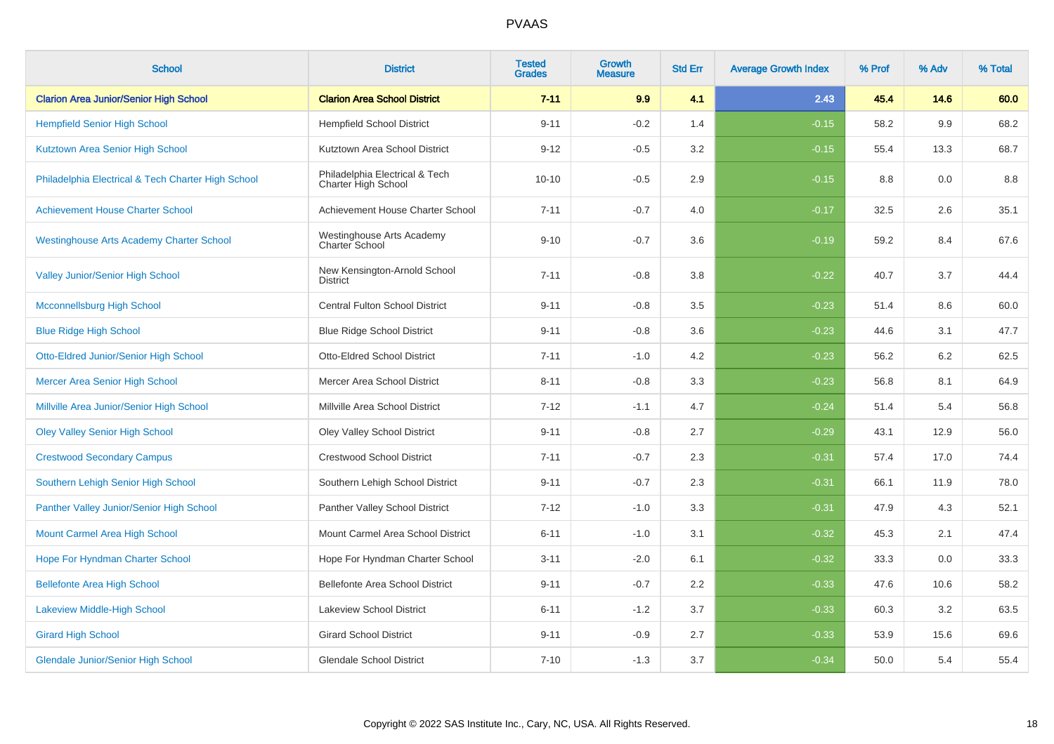| School | District | Tested Grades | Growth Measure | Std Err | Average Growth Index | % Prof | % Adv | % Total |
|---|---|---|---|---|---|---|---|---|
| **Clarion Area Junior/Senior High School** | **Clarion Area School District** | **7-11** | **9.9** | **4.1** | **2.43** | **45.4** | **14.6** | **60.0** |
| Hempfield Senior High School | Hempfield School District | 9-11 | -0.2 | 1.4 | -0.15 | 58.2 | 9.9 | 68.2 |
| Kutztown Area Senior High School | Kutztown Area School District | 9-12 | -0.5 | 3.2 | -0.15 | 55.4 | 13.3 | 68.7 |
| Philadelphia Electrical & Tech Charter High School | Philadelphia Electrical & Tech Charter High School | 10-10 | -0.5 | 2.9 | -0.15 | 8.8 | 0.0 | 8.8 |
| Achievement House Charter School | Achievement House Charter School | 7-11 | -0.7 | 4.0 | -0.17 | 32.5 | 2.6 | 35.1 |
| Westinghouse Arts Academy Charter School | Westinghouse Arts Academy Charter School | 9-10 | -0.7 | 3.6 | -0.19 | 59.2 | 8.4 | 67.6 |
| Valley Junior/Senior High School | New Kensington-Arnold School District | 7-11 | -0.8 | 3.8 | -0.22 | 40.7 | 3.7 | 44.4 |
| Mcconnellsburg High School | Central Fulton School District | 9-11 | -0.8 | 3.5 | -0.23 | 51.4 | 8.6 | 60.0 |
| Blue Ridge High School | Blue Ridge School District | 9-11 | -0.8 | 3.6 | -0.23 | 44.6 | 3.1 | 47.7 |
| Otto-Eldred Junior/Senior High School | Otto-Eldred School District | 7-11 | -1.0 | 4.2 | -0.23 | 56.2 | 6.2 | 62.5 |
| Mercer Area Senior High School | Mercer Area School District | 8-11 | -0.8 | 3.3 | -0.23 | 56.8 | 8.1 | 64.9 |
| Millville Area Junior/Senior High School | Millville Area School District | 7-12 | -1.1 | 4.7 | -0.24 | 51.4 | 5.4 | 56.8 |
| Oley Valley Senior High School | Oley Valley School District | 9-11 | -0.8 | 2.7 | -0.29 | 43.1 | 12.9 | 56.0 |
| Crestwood Secondary Campus | Crestwood School District | 7-11 | -0.7 | 2.3 | -0.31 | 57.4 | 17.0 | 74.4 |
| Southern Lehigh Senior High School | Southern Lehigh School District | 9-11 | -0.7 | 2.3 | -0.31 | 66.1 | 11.9 | 78.0 |
| Panther Valley Junior/Senior High School | Panther Valley School District | 7-12 | -1.0 | 3.3 | -0.31 | 47.9 | 4.3 | 52.1 |
| Mount Carmel Area High School | Mount Carmel Area School District | 6-11 | -1.0 | 3.1 | -0.32 | 45.3 | 2.1 | 47.4 |
| Hope For Hyndman Charter School | Hope For Hyndman Charter School | 3-11 | -2.0 | 6.1 | -0.32 | 33.3 | 0.0 | 33.3 |
| Bellefonte Area High School | Bellefonte Area School District | 9-11 | -0.7 | 2.2 | -0.33 | 47.6 | 10.6 | 58.2 |
| Lakeview Middle-High School | Lakeview School District | 6-11 | -1.2 | 3.7 | -0.33 | 60.3 | 3.2 | 63.5 |
| Girard High School | Girard School District | 9-11 | -0.9 | 2.7 | -0.33 | 53.9 | 15.6 | 69.6 |
| Glendale Junior/Senior High School | Glendale School District | 7-10 | -1.3 | 3.7 | -0.34 | 50.0 | 5.4 | 55.4 |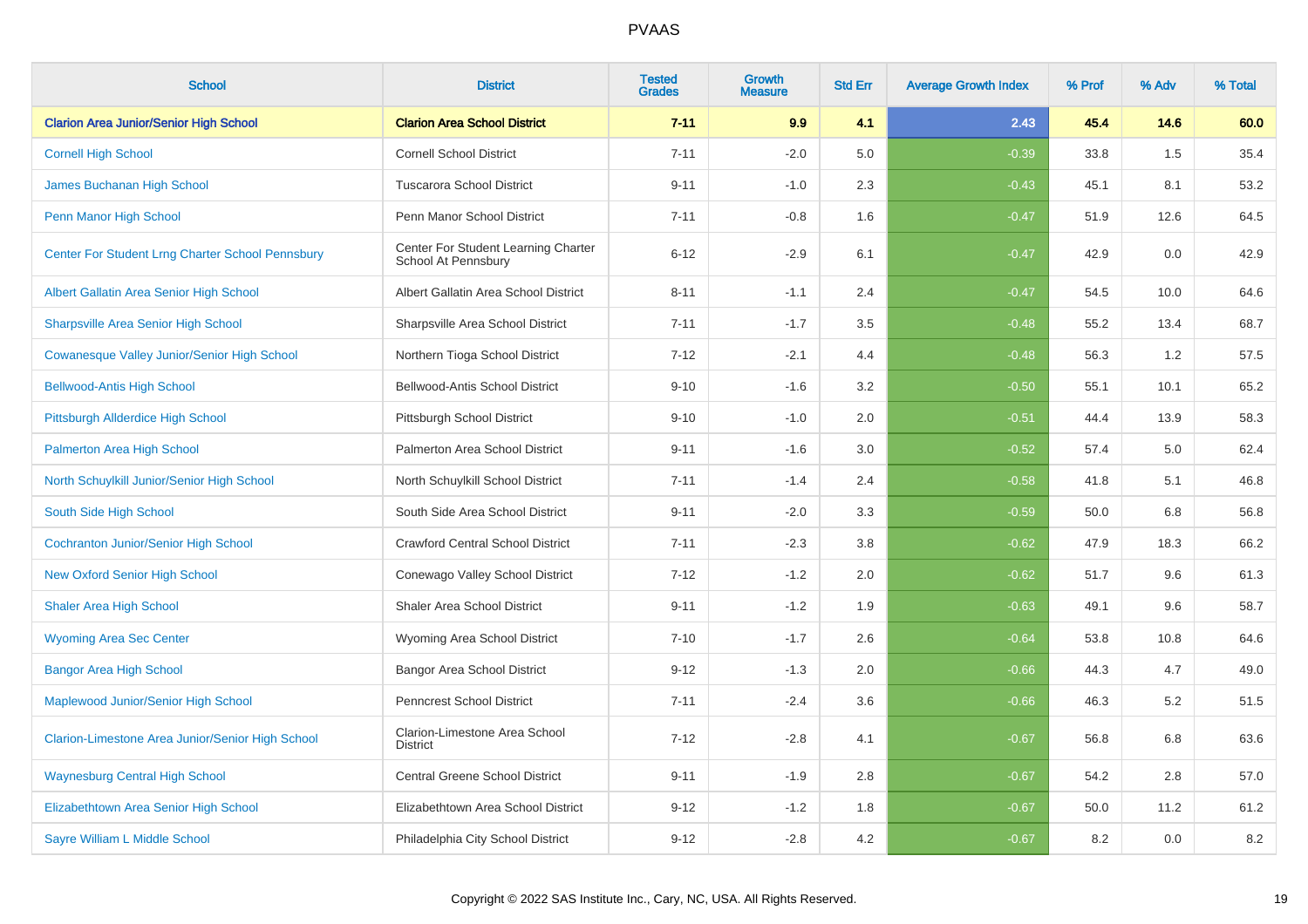# PVAAS

| School | District | Tested Grades | Growth Measure | Std Err | Average Growth Index | % Prof | % Adv | % Total |
|---|---|---|---|---|---|---|---|---|
| **Clarion Area Junior/Senior High School** | **Clarion Area School District** | **7-11** | **9.9** | **4.1** | **2.43** | **45.4** | **14.6** | **60.0** |
| Cornell High School | Cornell School District | 7-11 | -2.0 | 5.0 | -0.39 | 33.8 | 1.5 | 35.4 |
| James Buchanan High School | Tuscarora School District | 9-11 | -1.0 | 2.3 | -0.43 | 45.1 | 8.1 | 53.2 |
| Penn Manor High School | Penn Manor School District | 7-11 | -0.8 | 1.6 | -0.47 | 51.9 | 12.6 | 64.5 |
| Center For Student Lrng Charter School Pennsbury | Center For Student Learning Charter School At Pennsbury | 6-12 | -2.9 | 6.1 | -0.47 | 42.9 | 0.0 | 42.9 |
| Albert Gallatin Area Senior High School | Albert Gallatin Area School District | 8-11 | -1.1 | 2.4 | -0.47 | 54.5 | 10.0 | 64.6 |
| Sharpsville Area Senior High School | Sharpsville Area School District | 7-11 | -1.7 | 3.5 | -0.48 | 55.2 | 13.4 | 68.7 |
| Cowanesque Valley Junior/Senior High School | Northern Tioga School District | 7-12 | -2.1 | 4.4 | -0.48 | 56.3 | 1.2 | 57.5 |
| Bellwood-Antis High School | Bellwood-Antis School District | 9-10 | -1.6 | 3.2 | -0.50 | 55.1 | 10.1 | 65.2 |
| Pittsburgh Allderdice High School | Pittsburgh School District | 9-10 | -1.0 | 2.0 | -0.51 | 44.4 | 13.9 | 58.3 |
| Palmerton Area High School | Palmerton Area School District | 9-11 | -1.6 | 3.0 | -0.52 | 57.4 | 5.0 | 62.4 |
| North Schuylkill Junior/Senior High School | North Schuylkill School District | 7-11 | -1.4 | 2.4 | -0.58 | 41.8 | 5.1 | 46.8 |
| South Side High School | South Side Area School District | 9-11 | -2.0 | 3.3 | -0.59 | 50.0 | 6.8 | 56.8 |
| Cochranton Junior/Senior High School | Crawford Central School District | 7-11 | -2.3 | 3.8 | -0.62 | 47.9 | 18.3 | 66.2 |
| New Oxford Senior High School | Conewago Valley School District | 7-12 | -1.2 | 2.0 | -0.62 | 51.7 | 9.6 | 61.3 |
| Shaler Area High School | Shaler Area School District | 9-11 | -1.2 | 1.9 | -0.63 | 49.1 | 9.6 | 58.7 |
| Wyoming Area Sec Center | Wyoming Area School District | 7-10 | -1.7 | 2.6 | -0.64 | 53.8 | 10.8 | 64.6 |
| Bangor Area High School | Bangor Area School District | 9-12 | -1.3 | 2.0 | -0.66 | 44.3 | 4.7 | 49.0 |
| Maplewood Junior/Senior High School | Penncrest School District | 7-11 | -2.4 | 3.6 | -0.66 | 46.3 | 5.2 | 51.5 |
| Clarion-Limestone Area Junior/Senior High School | Clarion-Limestone Area School District | 7-12 | -2.8 | 4.1 | -0.67 | 56.8 | 6.8 | 63.6 |
| Waynesburg Central High School | Central Greene School District | 9-11 | -1.9 | 2.8 | -0.67 | 54.2 | 2.8 | 57.0 |
| Elizabethtown Area Senior High School | Elizabethtown Area School District | 9-12 | -1.2 | 1.8 | -0.67 | 50.0 | 11.2 | 61.2 |
| Sayre William L Middle School | Philadelphia City School District | 9-12 | -2.8 | 4.2 | -0.67 | 8.2 | 0.0 | 8.2 |

Copyright © 2022 SAS Institute Inc., Cary, NC, USA. All Rights Reserved.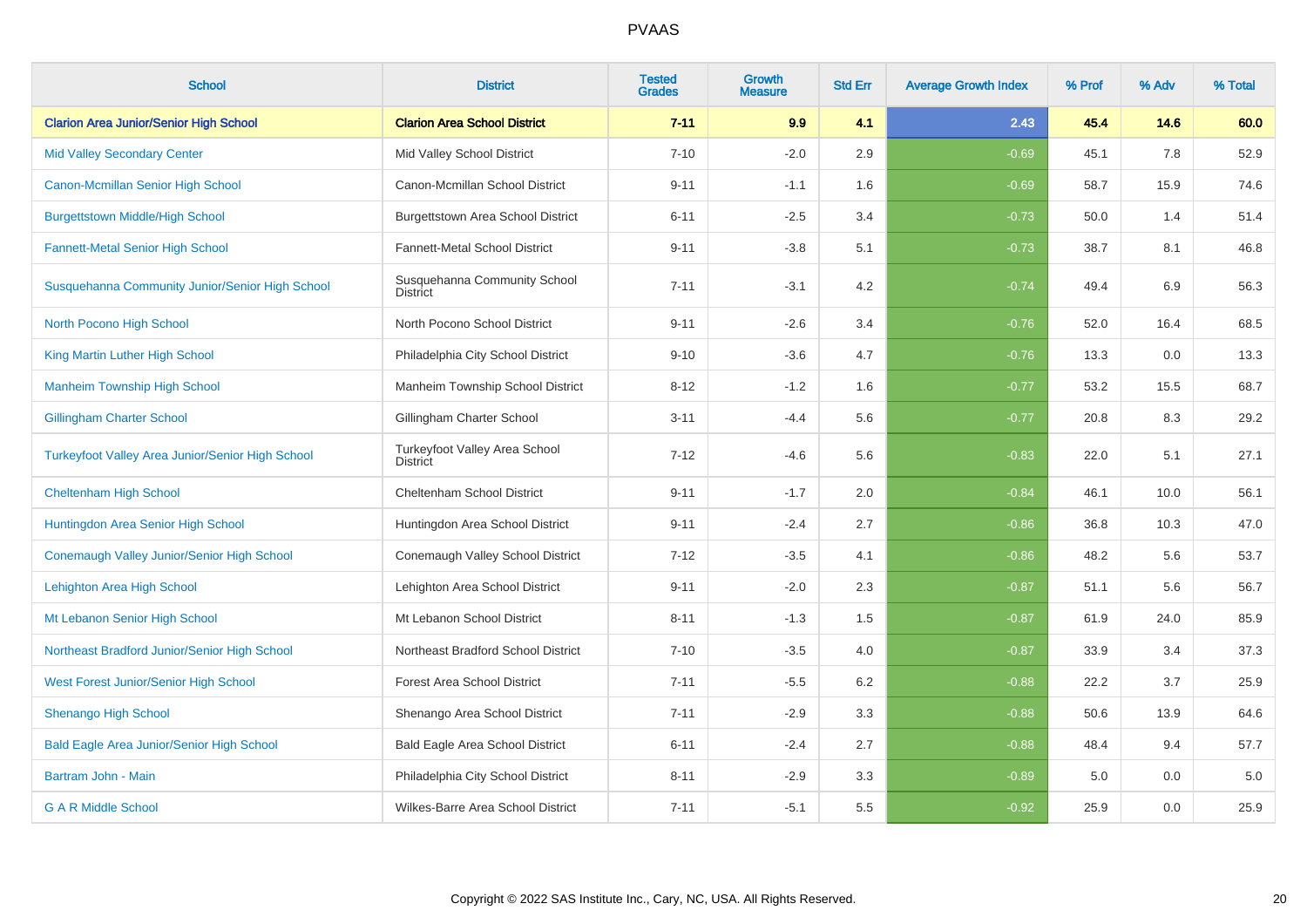# PVAAS

| School | District | Tested Grades | Growth Measure | Std Err | Average Growth Index | % Prof | % Adv | % Total |
|---|---|---|---|---|---|---|---|---|
| **Clarion Area Junior/Senior High School** | **Clarion Area School District** | **7-11** | **9.9** | **4.1** | **2.43** | **45.4** | **14.6** | **60.0** |
| Mid Valley Secondary Center | Mid Valley School District | 7-10 | -2.0 | 2.9 | -0.69 | 45.1 | 7.8 | 52.9 |
| Canon-Mcmillan Senior High School | Canon-Mcmillan School District | 9-11 | -1.1 | 1.6 | -0.69 | 58.7 | 15.9 | 74.6 |
| Burgettstown Middle/High School | Burgettstown Area School District | 6-11 | -2.5 | 3.4 | -0.73 | 50.0 | 1.4 | 51.4 |
| Fannett-Metal Senior High School | Fannett-Metal School District | 9-11 | -3.8 | 5.1 | -0.73 | 38.7 | 8.1 | 46.8 |
| Susquehanna Community Junior/Senior High School | Susquehanna Community School District | 7-11 | -3.1 | 4.2 | -0.74 | 49.4 | 6.9 | 56.3 |
| North Pocono High School | North Pocono School District | 9-11 | -2.6 | 3.4 | -0.76 | 52.0 | 16.4 | 68.5 |
| King Martin Luther High School | Philadelphia City School District | 9-10 | -3.6 | 4.7 | -0.76 | 13.3 | 0.0 | 13.3 |
| Manheim Township High School | Manheim Township School District | 8-12 | -1.2 | 1.6 | -0.77 | 53.2 | 15.5 | 68.7 |
| Gillingham Charter School | Gillingham Charter School | 3-11 | -4.4 | 5.6 | -0.77 | 20.8 | 8.3 | 29.2 |
| Turkeyfoot Valley Area Junior/Senior High School | Turkeyfoot Valley Area School District | 7-12 | -4.6 | 5.6 | -0.83 | 22.0 | 5.1 | 27.1 |
| Cheltenham High School | Cheltenham School District | 9-11 | -1.7 | 2.0 | -0.84 | 46.1 | 10.0 | 56.1 |
| Huntingdon Area Senior High School | Huntingdon Area School District | 9-11 | -2.4 | 2.7 | -0.86 | 36.8 | 10.3 | 47.0 |
| Conemaugh Valley Junior/Senior High School | Conemaugh Valley School District | 7-12 | -3.5 | 4.1 | -0.86 | 48.2 | 5.6 | 53.7 |
| Lehighton Area High School | Lehighton Area School District | 9-11 | -2.0 | 2.3 | -0.87 | 51.1 | 5.6 | 56.7 |
| Mt Lebanon Senior High School | Mt Lebanon School District | 8-11 | -1.3 | 1.5 | -0.87 | 61.9 | 24.0 | 85.9 |
| Northeast Bradford Junior/Senior High School | Northeast Bradford School District | 7-10 | -3.5 | 4.0 | -0.87 | 33.9 | 3.4 | 37.3 |
| West Forest Junior/Senior High School | Forest Area School District | 7-11 | -5.5 | 6.2 | -0.88 | 22.2 | 3.7 | 25.9 |
| Shenango High School | Shenango Area School District | 7-11 | -2.9 | 3.3 | -0.88 | 50.6 | 13.9 | 64.6 |
| Bald Eagle Area Junior/Senior High School | Bald Eagle Area School District | 6-11 | -2.4 | 2.7 | -0.88 | 48.4 | 9.4 | 57.7 |
| Bartram John - Main | Philadelphia City School District | 8-11 | -2.9 | 3.3 | -0.89 | 5.0 | 0.0 | 5.0 |
| G A R Middle School | Wilkes-Barre Area School District | 7-11 | -5.1 | 5.5 | -0.92 | 25.9 | 0.0 | 25.9 |

Copyright © 2022 SAS Institute Inc., Cary, NC, USA. All Rights Reserved.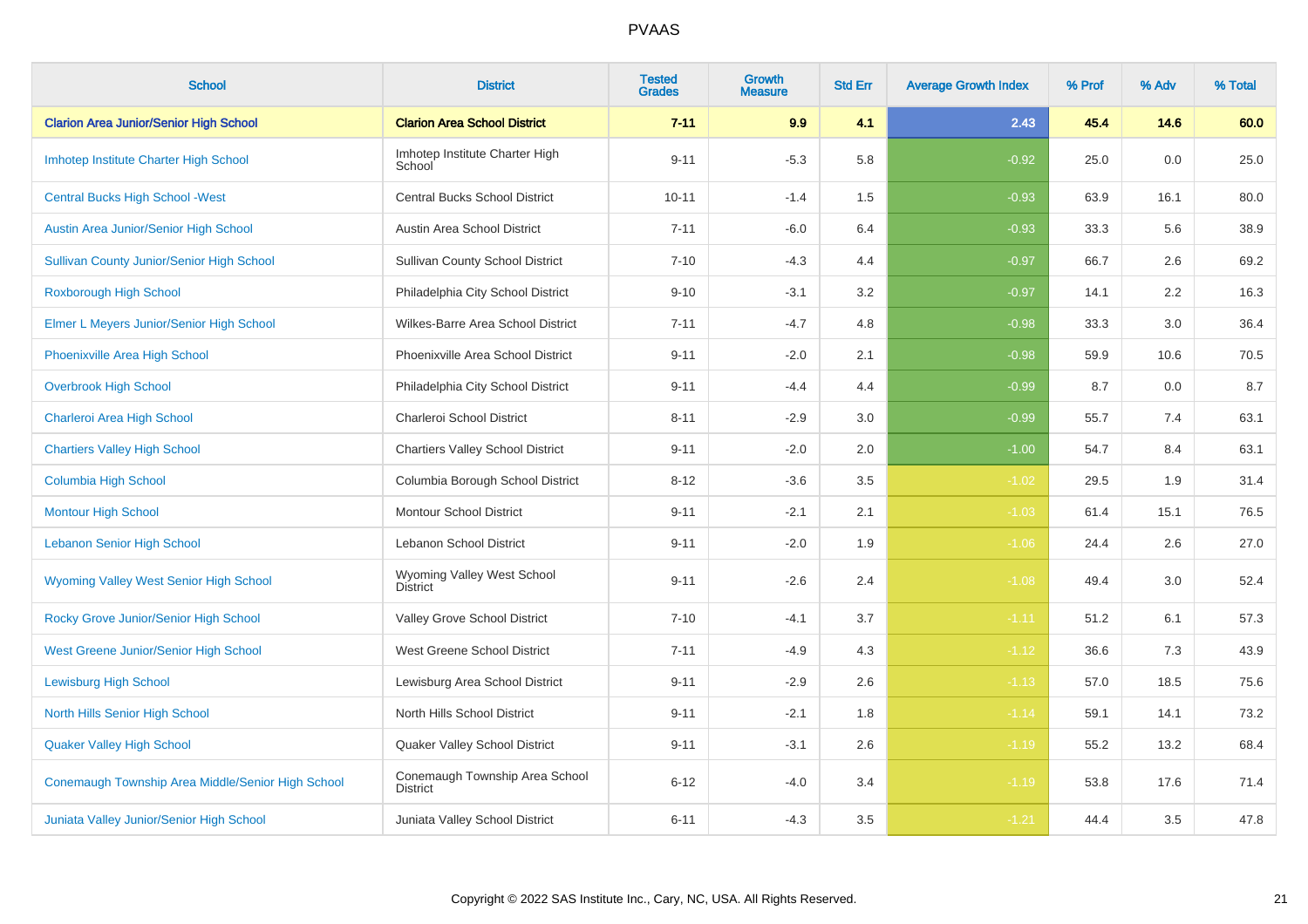# PVAAS

| School | District | Tested Grades | Growth Measure | Std Err | Average Growth Index | % Prof | % Adv | % Total |
|---|---|---|---|---|---|---|---|---|
| **Clarion Area Junior/Senior High School** | **Clarion Area School District** | **7-11** | **9.9** | **4.1** | **2.43** | **45.4** | **14.6** | **60.0** |
| Imhotep Institute Charter High School | Imhotep Institute Charter High School | 9-11 | -5.3 | 5.8 | -0.92 | 25.0 | 0.0 | 25.0 |
| Central Bucks High School -West | Central Bucks School District | 10-11 | -1.4 | 1.5 | -0.93 | 63.9 | 16.1 | 80.0 |
| Austin Area Junior/Senior High School | Austin Area School District | 7-11 | -6.0 | 6.4 | -0.93 | 33.3 | 5.6 | 38.9 |
| Sullivan County Junior/Senior High School | Sullivan County School District | 7-10 | -4.3 | 4.4 | -0.97 | 66.7 | 2.6 | 69.2 |
| Roxborough High School | Philadelphia City School District | 9-10 | -3.1 | 3.2 | -0.97 | 14.1 | 2.2 | 16.3 |
| Elmer L Meyers Junior/Senior High School | Wilkes-Barre Area School District | 7-11 | -4.7 | 4.8 | -0.98 | 33.3 | 3.0 | 36.4 |
| Phoenixville Area High School | Phoenixville Area School District | 9-11 | -2.0 | 2.1 | -0.98 | 59.9 | 10.6 | 70.5 |
| Overbrook High School | Philadelphia City School District | 9-11 | -4.4 | 4.4 | -0.99 | 8.7 | 0.0 | 8.7 |
| Charleroi Area High School | Charleroi School District | 8-11 | -2.9 | 3.0 | -0.99 | 55.7 | 7.4 | 63.1 |
| Chartiers Valley High School | Chartiers Valley School District | 9-11 | -2.0 | 2.0 | -1.00 | 54.7 | 8.4 | 63.1 |
| Columbia High School | Columbia Borough School District | 8-12 | -3.6 | 3.5 | -1.02 | 29.5 | 1.9 | 31.4 |
| Montour High School | Montour School District | 9-11 | -2.1 | 2.1 | -1.03 | 61.4 | 15.1 | 76.5 |
| Lebanon Senior High School | Lebanon School District | 9-11 | -2.0 | 1.9 | -1.06 | 24.4 | 2.6 | 27.0 |
| Wyoming Valley West Senior High School | Wyoming Valley West School District | 9-11 | -2.6 | 2.4 | -1.08 | 49.4 | 3.0 | 52.4 |
| Rocky Grove Junior/Senior High School | Valley Grove School District | 7-10 | -4.1 | 3.7 | -1.11 | 51.2 | 6.1 | 57.3 |
| West Greene Junior/Senior High School | West Greene School District | 7-11 | -4.9 | 4.3 | -1.12 | 36.6 | 7.3 | 43.9 |
| Lewisburg High School | Lewisburg Area School District | 9-11 | -2.9 | 2.6 | -1.13 | 57.0 | 18.5 | 75.6 |
| North Hills Senior High School | North Hills School District | 9-11 | -2.1 | 1.8 | -1.14 | 59.1 | 14.1 | 73.2 |
| Quaker Valley High School | Quaker Valley School District | 9-11 | -3.1 | 2.6 | -1.19 | 55.2 | 13.2 | 68.4 |
| Conemaugh Township Area Middle/Senior High School | Conemaugh Township Area School District | 6-12 | -4.0 | 3.4 | -1.19 | 53.8 | 17.6 | 71.4 |
| Juniata Valley Junior/Senior High School | Juniata Valley School District | 6-11 | -4.3 | 3.5 | -1.21 | 44.4 | 3.5 | 47.8 |

Copyright © 2022 SAS Institute Inc., Cary, NC, USA. All Rights Reserved.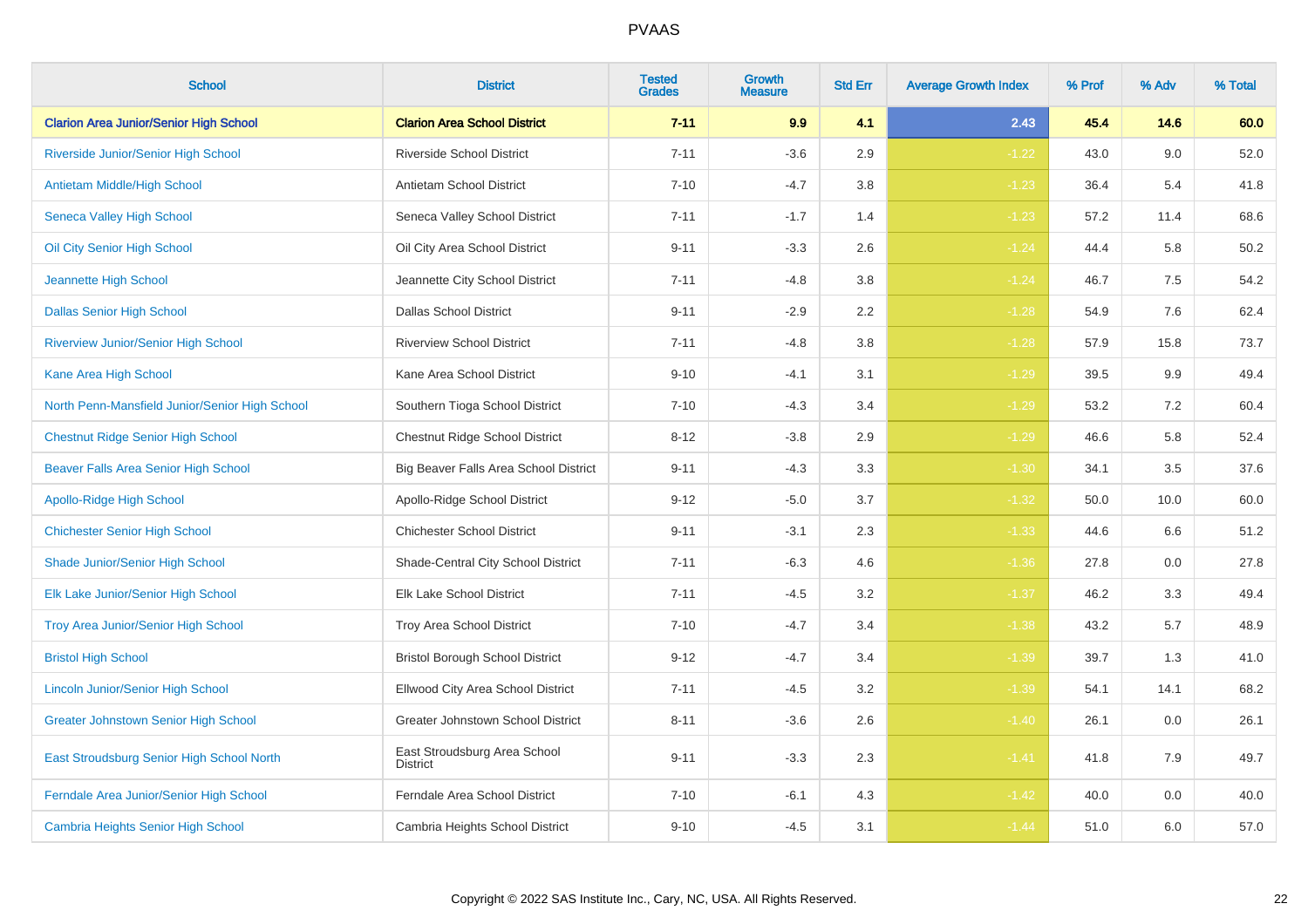# PVAAS

| School | District | Tested Grades | Growth Measure | Std Err | Average Growth Index | % Prof | % Adv | % Total |
|---|---|---|---|---|---|---|---|---|
| **Clarion Area Junior/Senior High School** | **Clarion Area School District** | **7-11** | **9.9** | **4.1** | **2.43** | **45.4** | **14.6** | **60.0** |
| Riverside Junior/Senior High School | Riverside School District | 7-11 | -3.6 | 2.9 | -1.22 | 43.0 | 9.0 | 52.0 |
| Antietam Middle/High School | Antietam School District | 7-10 | -4.7 | 3.8 | -1.23 | 36.4 | 5.4 | 41.8 |
| Seneca Valley High School | Seneca Valley School District | 7-11 | -1.7 | 1.4 | -1.23 | 57.2 | 11.4 | 68.6 |
| Oil City Senior High School | Oil City Area School District | 9-11 | -3.3 | 2.6 | -1.24 | 44.4 | 5.8 | 50.2 |
| Jeannette High School | Jeannette City School District | 7-11 | -4.8 | 3.8 | -1.24 | 46.7 | 7.5 | 54.2 |
| Dallas Senior High School | Dallas School District | 9-11 | -2.9 | 2.2 | -1.28 | 54.9 | 7.6 | 62.4 |
| Riverview Junior/Senior High School | Riverview School District | 7-11 | -4.8 | 3.8 | -1.28 | 57.9 | 15.8 | 73.7 |
| Kane Area High School | Kane Area School District | 9-10 | -4.1 | 3.1 | -1.29 | 39.5 | 9.9 | 49.4 |
| North Penn-Mansfield Junior/Senior High School | Southern Tioga School District | 7-10 | -4.3 | 3.4 | -1.29 | 53.2 | 7.2 | 60.4 |
| Chestnut Ridge Senior High School | Chestnut Ridge School District | 8-12 | -3.8 | 2.9 | -1.29 | 46.6 | 5.8 | 52.4 |
| Beaver Falls Area Senior High School | Big Beaver Falls Area School District | 9-11 | -4.3 | 3.3 | -1.30 | 34.1 | 3.5 | 37.6 |
| Apollo-Ridge High School | Apollo-Ridge School District | 9-12 | -5.0 | 3.7 | -1.32 | 50.0 | 10.0 | 60.0 |
| Chichester Senior High School | Chichester School District | 9-11 | -3.1 | 2.3 | -1.33 | 44.6 | 6.6 | 51.2 |
| Shade Junior/Senior High School | Shade-Central City School District | 7-11 | -6.3 | 4.6 | -1.36 | 27.8 | 0.0 | 27.8 |
| Elk Lake Junior/Senior High School | Elk Lake School District | 7-11 | -4.5 | 3.2 | -1.37 | 46.2 | 3.3 | 49.4 |
| Troy Area Junior/Senior High School | Troy Area School District | 7-10 | -4.7 | 3.4 | -1.38 | 43.2 | 5.7 | 48.9 |
| Bristol High School | Bristol Borough School District | 9-12 | -4.7 | 3.4 | -1.39 | 39.7 | 1.3 | 41.0 |
| Lincoln Junior/Senior High School | Ellwood City Area School District | 7-11 | -4.5 | 3.2 | -1.39 | 54.1 | 14.1 | 68.2 |
| Greater Johnstown Senior High School | Greater Johnstown School District | 8-11 | -3.6 | 2.6 | -1.40 | 26.1 | 0.0 | 26.1 |
| East Stroudsburg Senior High School North | East Stroudsburg Area School District | 9-11 | -3.3 | 2.3 | -1.41 | 41.8 | 7.9 | 49.7 |
| Ferndale Area Junior/Senior High School | Ferndale Area School District | 7-10 | -6.1 | 4.3 | -1.42 | 40.0 | 0.0 | 40.0 |
| Cambria Heights Senior High School | Cambria Heights School District | 9-10 | -4.5 | 3.1 | -1.44 | 51.0 | 6.0 | 57.0 |

Copyright © 2022 SAS Institute Inc., Cary, NC, USA. All Rights Reserved.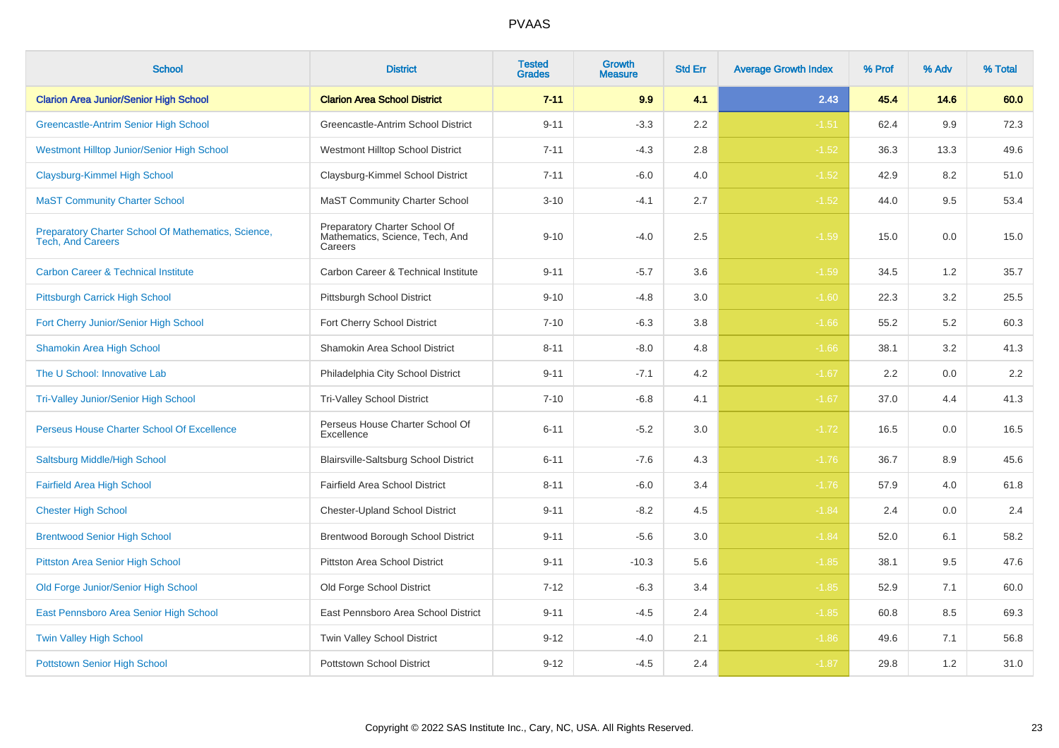# PVAAS

| School | District | Tested Grades | Growth Measure | Std Err | Average Growth Index | % Prof | % Adv | % Total |
|---|---|---|---|---|---|---|---|---|
| **Clarion Area Junior/Senior High School** | **Clarion Area School District** | **7-11** | **9.9** | **4.1** | **2.43** | **45.4** | **14.6** | **60.0** |
| Greencastle-Antrim Senior High School | Greencastle-Antrim School District | 9-11 | -3.3 | 2.2 | -1.51 | 62.4 | 9.9 | 72.3 |
| Westmont Hilltop Junior/Senior High School | Westmont Hilltop School District | 7-11 | -4.3 | 2.8 | -1.52 | 36.3 | 13.3 | 49.6 |
| Claysburg-Kimmel High School | Claysburg-Kimmel School District | 7-11 | -6.0 | 4.0 | -1.52 | 42.9 | 8.2 | 51.0 |
| MaST Community Charter School | MaST Community Charter School | 3-10 | -4.1 | 2.7 | -1.52 | 44.0 | 9.5 | 53.4 |
| Preparatory Charter School Of Mathematics, Science, Tech, And Careers | Preparatory Charter School Of Mathematics, Science, Tech, And Careers | 9-10 | -4.0 | 2.5 | -1.59 | 15.0 | 0.0 | 15.0 |
| Carbon Career & Technical Institute | Carbon Career & Technical Institute | 9-11 | -5.7 | 3.6 | -1.59 | 34.5 | 1.2 | 35.7 |
| Pittsburgh Carrick High School | Pittsburgh School District | 9-10 | -4.8 | 3.0 | -1.60 | 22.3 | 3.2 | 25.5 |
| Fort Cherry Junior/Senior High School | Fort Cherry School District | 7-10 | -6.3 | 3.8 | -1.66 | 55.2 | 5.2 | 60.3 |
| Shamokin Area High School | Shamokin Area School District | 8-11 | -8.0 | 4.8 | -1.66 | 38.1 | 3.2 | 41.3 |
| The U School: Innovative Lab | Philadelphia City School District | 9-11 | -7.1 | 4.2 | -1.67 | 2.2 | 0.0 | 2.2 |
| Tri-Valley Junior/Senior High School | Tri-Valley School District | 7-10 | -6.8 | 4.1 | -1.67 | 37.0 | 4.4 | 41.3 |
| Perseus House Charter School Of Excellence | Perseus House Charter School Of Excellence | 6-11 | -5.2 | 3.0 | -1.72 | 16.5 | 0.0 | 16.5 |
| Saltsburg Middle/High School | Blairsville-Saltsburg School District | 6-11 | -7.6 | 4.3 | -1.76 | 36.7 | 8.9 | 45.6 |
| Fairfield Area High School | Fairfield Area School District | 8-11 | -6.0 | 3.4 | -1.76 | 57.9 | 4.0 | 61.8 |
| Chester High School | Chester-Upland School District | 9-11 | -8.2 | 4.5 | -1.84 | 2.4 | 0.0 | 2.4 |
| Brentwood Senior High School | Brentwood Borough School District | 9-11 | -5.6 | 3.0 | -1.84 | 52.0 | 6.1 | 58.2 |
| Pittston Area Senior High School | Pittston Area School District | 9-11 | -10.3 | 5.6 | -1.85 | 38.1 | 9.5 | 47.6 |
| Old Forge Junior/Senior High School | Old Forge School District | 7-12 | -6.3 | 3.4 | -1.85 | 52.9 | 7.1 | 60.0 |
| East Pennsboro Area Senior High School | East Pennsboro Area School District | 9-11 | -4.5 | 2.4 | -1.85 | 60.8 | 8.5 | 69.3 |
| Twin Valley High School | Twin Valley School District | 9-12 | -4.0 | 2.1 | -1.86 | 49.6 | 7.1 | 56.8 |
| Pottstown Senior High School | Pottstown School District | 9-12 | -4.5 | 2.4 | -1.87 | 29.8 | 1.2 | 31.0 |

Copyright © 2022 SAS Institute Inc., Cary, NC, USA. All Rights Reserved.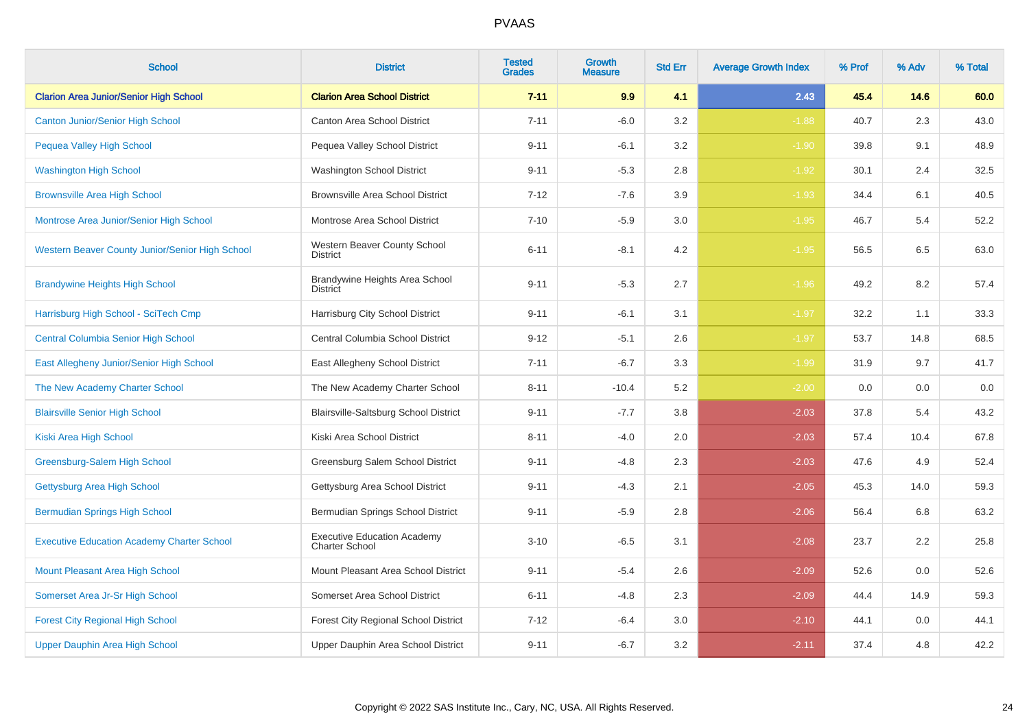# PVAAS

| School | District | Tested Grades | Growth Measure | Std Err | Average Growth Index | % Prof | % Adv | % Total |
|---|---|---|---|---|---|---|---|---|
| **Clarion Area Junior/Senior High School** | **Clarion Area School District** | **7-11** | **9.9** | **4.1** | **2.43** | **45.4** | **14.6** | **60.0** |
| Canton Junior/Senior High School | Canton Area School District | 7-11 | -6.0 | 3.2 | -1.88 | 40.7 | 2.3 | 43.0 |
| Pequea Valley High School | Pequea Valley School District | 9-11 | -6.1 | 3.2 | -1.90 | 39.8 | 9.1 | 48.9 |
| Washington High School | Washington School District | 9-11 | -5.3 | 2.8 | -1.92 | 30.1 | 2.4 | 32.5 |
| Brownsville Area High School | Brownsville Area School District | 7-12 | -7.6 | 3.9 | -1.93 | 34.4 | 6.1 | 40.5 |
| Montrose Area Junior/Senior High School | Montrose Area School District | 7-10 | -5.9 | 3.0 | -1.95 | 46.7 | 5.4 | 52.2 |
| Western Beaver County Junior/Senior High School | Western Beaver County School District | 6-11 | -8.1 | 4.2 | -1.95 | 56.5 | 6.5 | 63.0 |
| Brandywine Heights High School | Brandywine Heights Area School District | 9-11 | -5.3 | 2.7 | -1.96 | 49.2 | 8.2 | 57.4 |
| Harrisburg High School - SciTech Cmp | Harrisburg City School District | 9-11 | -6.1 | 3.1 | -1.97 | 32.2 | 1.1 | 33.3 |
| Central Columbia Senior High School | Central Columbia School District | 9-12 | -5.1 | 2.6 | -1.97 | 53.7 | 14.8 | 68.5 |
| East Allegheny Junior/Senior High School | East Allegheny School District | 7-11 | -6.7 | 3.3 | -1.99 | 31.9 | 9.7 | 41.7 |
| The New Academy Charter School | The New Academy Charter School | 8-11 | -10.4 | 5.2 | -2.00 | 0.0 | 0.0 | 0.0 |
| Blairsville Senior High School | Blairsville-Saltsburg School District | 9-11 | -7.7 | 3.8 | -2.03 | 37.8 | 5.4 | 43.2 |
| Kiski Area High School | Kiski Area School District | 8-11 | -4.0 | 2.0 | -2.03 | 57.4 | 10.4 | 67.8 |
| Greensburg-Salem High School | Greensburg Salem School District | 9-11 | -4.8 | 2.3 | -2.03 | 47.6 | 4.9 | 52.4 |
| Gettysburg Area High School | Gettysburg Area School District | 9-11 | -4.3 | 2.1 | -2.05 | 45.3 | 14.0 | 59.3 |
| Bermudian Springs High School | Bermudian Springs School District | 9-11 | -5.9 | 2.8 | -2.06 | 56.4 | 6.8 | 63.2 |
| Executive Education Academy Charter School | Executive Education Academy Charter School | 3-10 | -6.5 | 3.1 | -2.08 | 23.7 | 2.2 | 25.8 |
| Mount Pleasant Area High School | Mount Pleasant Area School District | 9-11 | -5.4 | 2.6 | -2.09 | 52.6 | 0.0 | 52.6 |
| Somerset Area Jr-Sr High School | Somerset Area School District | 6-11 | -4.8 | 2.3 | -2.09 | 44.4 | 14.9 | 59.3 |
| Forest City Regional High School | Forest City Regional School District | 7-12 | -6.4 | 3.0 | -2.10 | 44.1 | 0.0 | 44.1 |
| Upper Dauphin Area High School | Upper Dauphin Area School District | 9-11 | -6.7 | 3.2 | -2.11 | 37.4 | 4.8 | 42.2 |

Copyright © 2022 SAS Institute Inc., Cary, NC, USA. All Rights Reserved.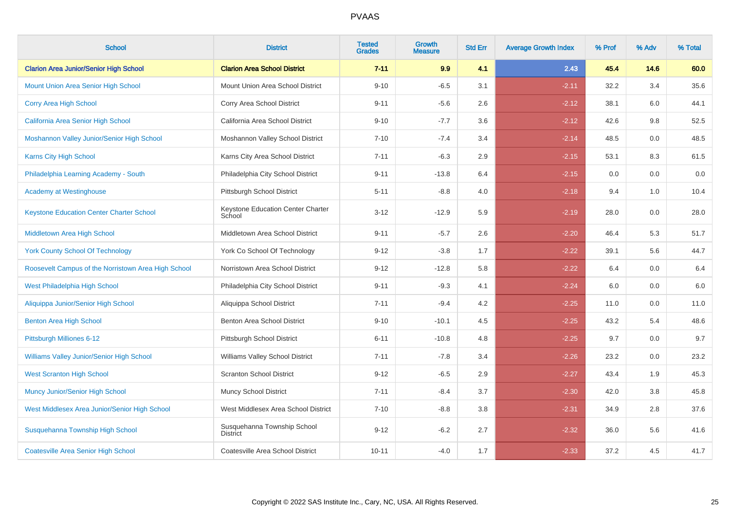# PVAAS

| School | District | Tested Grades | Growth Measure | Std Err | Average Growth Index | % Prof | % Adv | % Total |
|---|---|---|---|---|---|---|---|---|
| **Clarion Area Junior/Senior High School** | **Clarion Area School District** | **7-11** | **9.9** | **4.1** | **2.43** | **45.4** | **14.6** | **60.0** |
| Mount Union Area Senior High School | Mount Union Area School District | 9-10 | -6.5 | 3.1 | -2.11 | 32.2 | 3.4 | 35.6 |
| Corry Area High School | Corry Area School District | 9-11 | -5.6 | 2.6 | -2.12 | 38.1 | 6.0 | 44.1 |
| California Area Senior High School | California Area School District | 9-10 | -7.7 | 3.6 | -2.12 | 42.6 | 9.8 | 52.5 |
| Moshannon Valley Junior/Senior High School | Moshannon Valley School District | 7-10 | -7.4 | 3.4 | -2.14 | 48.5 | 0.0 | 48.5 |
| Karns City High School | Karns City Area School District | 7-11 | -6.3 | 2.9 | -2.15 | 53.1 | 8.3 | 61.5 |
| Philadelphia Learning Academy - South | Philadelphia City School District | 9-11 | -13.8 | 6.4 | -2.15 | 0.0 | 0.0 | 0.0 |
| Academy at Westinghouse | Pittsburgh School District | 5-11 | -8.8 | 4.0 | -2.18 | 9.4 | 1.0 | 10.4 |
| Keystone Education Center Charter School | Keystone Education Center Charter School | 3-12 | -12.9 | 5.9 | -2.19 | 28.0 | 0.0 | 28.0 |
| Middletown Area High School | Middletown Area School District | 9-11 | -5.7 | 2.6 | -2.20 | 46.4 | 5.3 | 51.7 |
| York County School Of Technology | York Co School Of Technology | 9-12 | -3.8 | 1.7 | -2.22 | 39.1 | 5.6 | 44.7 |
| Roosevelt Campus of the Norristown Area High School | Norristown Area School District | 9-12 | -12.8 | 5.8 | -2.22 | 6.4 | 0.0 | 6.4 |
| West Philadelphia High School | Philadelphia City School District | 9-11 | -9.3 | 4.1 | -2.24 | 6.0 | 0.0 | 6.0 |
| Aliquippa Junior/Senior High School | Aliquippa School District | 7-11 | -9.4 | 4.2 | -2.25 | 11.0 | 0.0 | 11.0 |
| Benton Area High School | Benton Area School District | 9-10 | -10.1 | 4.5 | -2.25 | 43.2 | 5.4 | 48.6 |
| Pittsburgh Milliones 6-12 | Pittsburgh School District | 6-11 | -10.8 | 4.8 | -2.25 | 9.7 | 0.0 | 9.7 |
| Williams Valley Junior/Senior High School | Williams Valley School District | 7-11 | -7.8 | 3.4 | -2.26 | 23.2 | 0.0 | 23.2 |
| West Scranton High School | Scranton School District | 9-12 | -6.5 | 2.9 | -2.27 | 43.4 | 1.9 | 45.3 |
| Muncy Junior/Senior High School | Muncy School District | 7-11 | -8.4 | 3.7 | -2.30 | 42.0 | 3.8 | 45.8 |
| West Middlesex Area Junior/Senior High School | West Middlesex Area School District | 7-10 | -8.8 | 3.8 | -2.31 | 34.9 | 2.8 | 37.6 |
| Susquehanna Township High School | Susquehanna Township School District | 9-12 | -6.2 | 2.7 | -2.32 | 36.0 | 5.6 | 41.6 |
| Coatesville Area Senior High School | Coatesville Area School District | 10-11 | -4.0 | 1.7 | -2.33 | 37.2 | 4.5 | 41.7 |

Copyright © 2022 SAS Institute Inc., Cary, NC, USA. All Rights Reserved.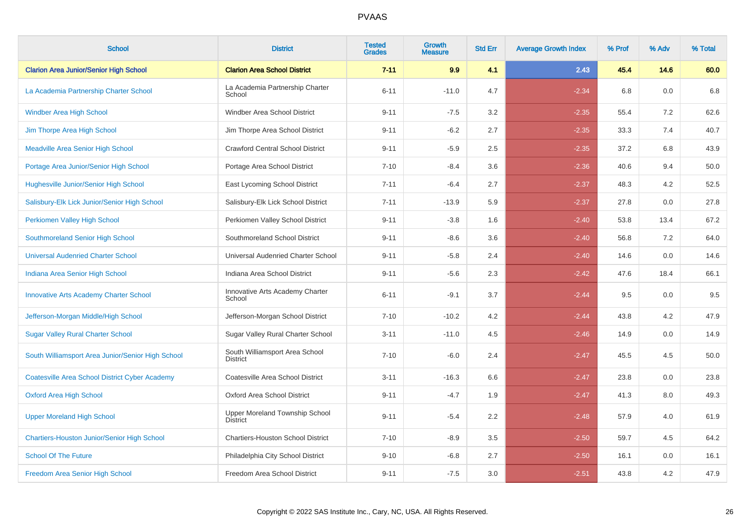# PVAAS

| School | District | Tested Grades | Growth Measure | Std Err | Average Growth Index | % Prof | % Adv | % Total |
|---|---|---|---|---|---|---|---|---|
| **Clarion Area Junior/Senior High School** | **Clarion Area School District** | **7-11** | **9.9** | **4.1** | **2.43** | **45.4** | **14.6** | **60.0** |
| La Academia Partnership Charter School | La Academia Partnership Charter School | 6-11 | -11.0 | 4.7 | -2.34 | 6.8 | 0.0 | 6.8 |
| Windber Area High School | Windber Area School District | 9-11 | -7.5 | 3.2 | -2.35 | 55.4 | 7.2 | 62.6 |
| Jim Thorpe Area High School | Jim Thorpe Area School District | 9-11 | -6.2 | 2.7 | -2.35 | 33.3 | 7.4 | 40.7 |
| Meadville Area Senior High School | Crawford Central School District | 9-11 | -5.9 | 2.5 | -2.35 | 37.2 | 6.8 | 43.9 |
| Portage Area Junior/Senior High School | Portage Area School District | 7-10 | -8.4 | 3.6 | -2.36 | 40.6 | 9.4 | 50.0 |
| Hughesville Junior/Senior High School | East Lycoming School District | 7-11 | -6.4 | 2.7 | -2.37 | 48.3 | 4.2 | 52.5 |
| Salisbury-Elk Lick Junior/Senior High School | Salisbury-Elk Lick School District | 7-11 | -13.9 | 5.9 | -2.37 | 27.8 | 0.0 | 27.8 |
| Perkiomen Valley High School | Perkiomen Valley School District | 9-11 | -3.8 | 1.6 | -2.40 | 53.8 | 13.4 | 67.2 |
| Southmoreland Senior High School | Southmoreland School District | 9-11 | -8.6 | 3.6 | -2.40 | 56.8 | 7.2 | 64.0 |
| Universal Audenried Charter School | Universal Audenried Charter School | 9-11 | -5.8 | 2.4 | -2.40 | 14.6 | 0.0 | 14.6 |
| Indiana Area Senior High School | Indiana Area School District | 9-11 | -5.6 | 2.3 | -2.42 | 47.6 | 18.4 | 66.1 |
| Innovative Arts Academy Charter School | Innovative Arts Academy Charter School | 6-11 | -9.1 | 3.7 | -2.44 | 9.5 | 0.0 | 9.5 |
| Jefferson-Morgan Middle/High School | Jefferson-Morgan School District | 7-10 | -10.2 | 4.2 | -2.44 | 43.8 | 4.2 | 47.9 |
| Sugar Valley Rural Charter School | Sugar Valley Rural Charter School | 3-11 | -11.0 | 4.5 | -2.46 | 14.9 | 0.0 | 14.9 |
| South Williamsport Area Junior/Senior High School | South Williamsport Area School District | 7-10 | -6.0 | 2.4 | -2.47 | 45.5 | 4.5 | 50.0 |
| Coatesville Area School District Cyber Academy | Coatesville Area School District | 3-11 | -16.3 | 6.6 | -2.47 | 23.8 | 0.0 | 23.8 |
| Oxford Area High School | Oxford Area School District | 9-11 | -4.7 | 1.9 | -2.47 | 41.3 | 8.0 | 49.3 |
| Upper Moreland High School | Upper Moreland Township School District | 9-11 | -5.4 | 2.2 | -2.48 | 57.9 | 4.0 | 61.9 |
| Chartiers-Houston Junior/Senior High School | Chartiers-Houston School District | 7-10 | -8.9 | 3.5 | -2.50 | 59.7 | 4.5 | 64.2 |
| School Of The Future | Philadelphia City School District | 9-10 | -6.8 | 2.7 | -2.50 | 16.1 | 0.0 | 16.1 |
| Freedom Area Senior High School | Freedom Area School District | 9-11 | -7.5 | 3.0 | -2.51 | 43.8 | 4.2 | 47.9 |

Copyright © 2022 SAS Institute Inc., Cary, NC, USA. All Rights Reserved.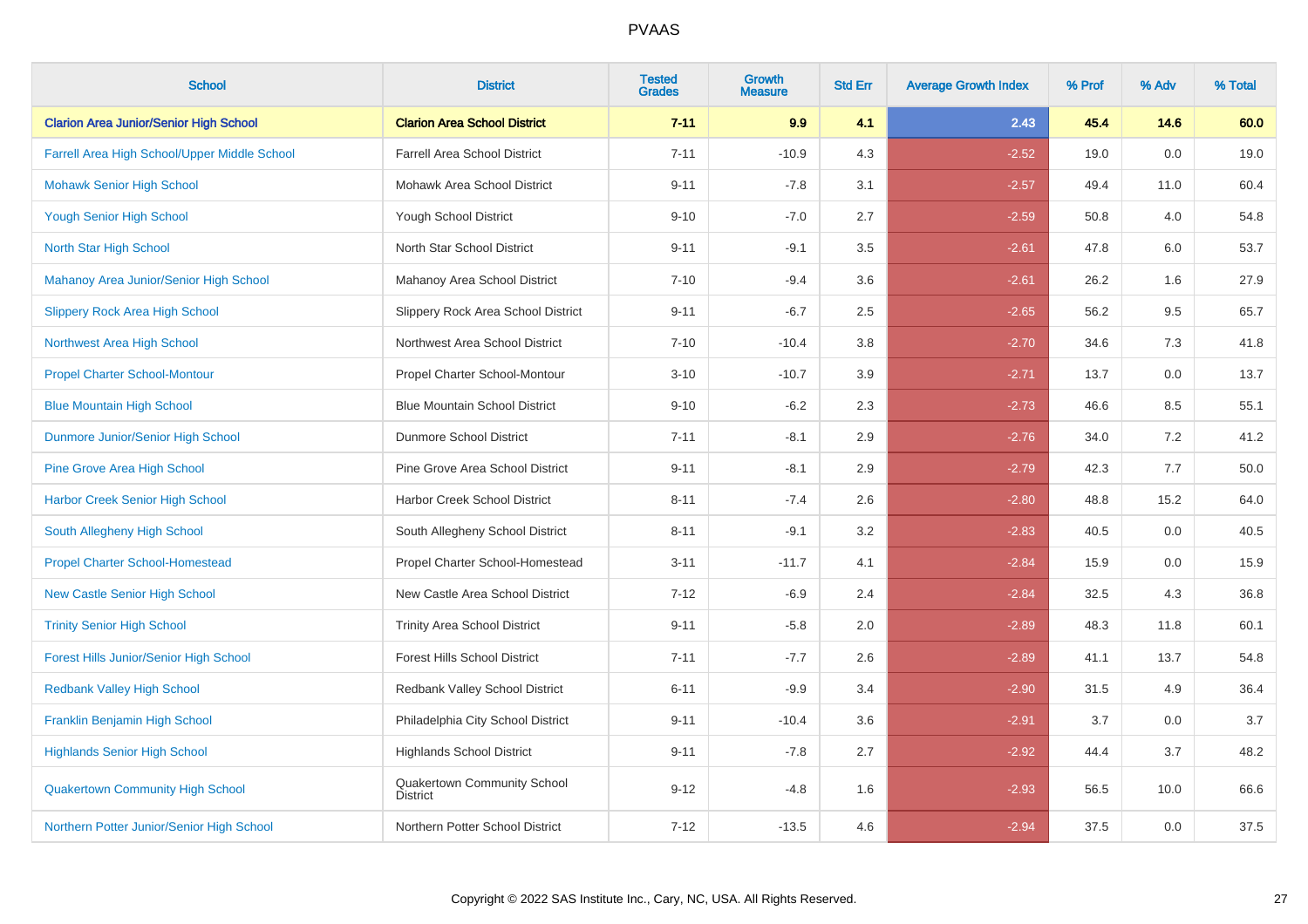# PVAAS

| School | District | Tested Grades | Growth Measure | Std Err | Average Growth Index | % Prof | % Adv | % Total |
|---|---|---|---|---|---|---|---|---|
| **Clarion Area Junior/Senior High School** | **Clarion Area School District** | **7-11** | **9.9** | **4.1** | **2.43** | **45.4** | **14.6** | **60.0** |
| Farrell Area High School/Upper Middle School | Farrell Area School District | 7-11 | -10.9 | 4.3 | -2.52 | 19.0 | 0.0 | 19.0 |
| Mohawk Senior High School | Mohawk Area School District | 9-11 | -7.8 | 3.1 | -2.57 | 49.4 | 11.0 | 60.4 |
| Yough Senior High School | Yough School District | 9-10 | -7.0 | 2.7 | -2.59 | 50.8 | 4.0 | 54.8 |
| North Star High School | North Star School District | 9-11 | -9.1 | 3.5 | -2.61 | 47.8 | 6.0 | 53.7 |
| Mahanoy Area Junior/Senior High School | Mahanoy Area School District | 7-10 | -9.4 | 3.6 | -2.61 | 26.2 | 1.6 | 27.9 |
| Slippery Rock Area High School | Slippery Rock Area School District | 9-11 | -6.7 | 2.5 | -2.65 | 56.2 | 9.5 | 65.7 |
| Northwest Area High School | Northwest Area School District | 7-10 | -10.4 | 3.8 | -2.70 | 34.6 | 7.3 | 41.8 |
| Propel Charter School-Montour | Propel Charter School-Montour | 3-10 | -10.7 | 3.9 | -2.71 | 13.7 | 0.0 | 13.7 |
| Blue Mountain High School | Blue Mountain School District | 9-10 | -6.2 | 2.3 | -2.73 | 46.6 | 8.5 | 55.1 |
| Dunmore Junior/Senior High School | Dunmore School District | 7-11 | -8.1 | 2.9 | -2.76 | 34.0 | 7.2 | 41.2 |
| Pine Grove Area High School | Pine Grove Area School District | 9-11 | -8.1 | 2.9 | -2.79 | 42.3 | 7.7 | 50.0 |
| Harbor Creek Senior High School | Harbor Creek School District | 8-11 | -7.4 | 2.6 | -2.80 | 48.8 | 15.2 | 64.0 |
| South Allegheny High School | South Allegheny School District | 8-11 | -9.1 | 3.2 | -2.83 | 40.5 | 0.0 | 40.5 |
| Propel Charter School-Homestead | Propel Charter School-Homestead | 3-11 | -11.7 | 4.1 | -2.84 | 15.9 | 0.0 | 15.9 |
| New Castle Senior High School | New Castle Area School District | 7-12 | -6.9 | 2.4 | -2.84 | 32.5 | 4.3 | 36.8 |
| Trinity Senior High School | Trinity Area School District | 9-11 | -5.8 | 2.0 | -2.89 | 48.3 | 11.8 | 60.1 |
| Forest Hills Junior/Senior High School | Forest Hills School District | 7-11 | -7.7 | 2.6 | -2.89 | 41.1 | 13.7 | 54.8 |
| Redbank Valley High School | Redbank Valley School District | 6-11 | -9.9 | 3.4 | -2.90 | 31.5 | 4.9 | 36.4 |
| Franklin Benjamin High School | Philadelphia City School District | 9-11 | -10.4 | 3.6 | -2.91 | 3.7 | 0.0 | 3.7 |
| Highlands Senior High School | Highlands School District | 9-11 | -7.8 | 2.7 | -2.92 | 44.4 | 3.7 | 48.2 |
| Quakertown Community High School | Quakertown Community School District | 9-12 | -4.8 | 1.6 | -2.93 | 56.5 | 10.0 | 66.6 |
| Northern Potter Junior/Senior High School | Northern Potter School District | 7-12 | -13.5 | 4.6 | -2.94 | 37.5 | 0.0 | 37.5 |

Copyright © 2022 SAS Institute Inc., Cary, NC, USA. All Rights Reserved.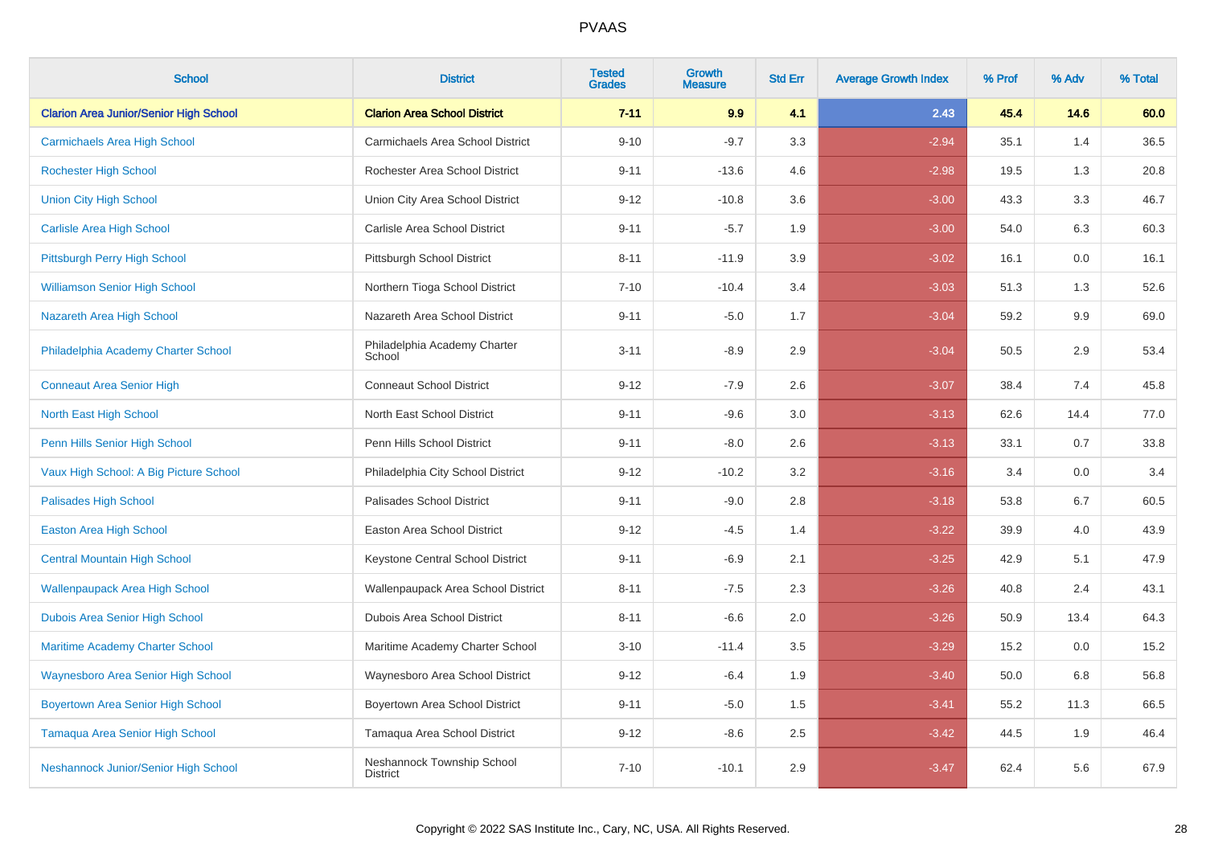# PVAAS

| School | District | Tested Grades | Growth Measure | Std Err | Average Growth Index | % Prof | % Adv | % Total |
|---|---|---|---|---|---|---|---|---|
| **Clarion Area Junior/Senior High School** | **Clarion Area School District** | **7-11** | **9.9** | **4.1** | **2.43** | **45.4** | **14.6** | **60.0** |
| Carmichaels Area High School | Carmichaels Area School District | 9-10 | -9.7 | 3.3 | -2.94 | 35.1 | 1.4 | 36.5 |
| Rochester High School | Rochester Area School District | 9-11 | -13.6 | 4.6 | -2.98 | 19.5 | 1.3 | 20.8 |
| Union City High School | Union City Area School District | 9-12 | -10.8 | 3.6 | -3.00 | 43.3 | 3.3 | 46.7 |
| Carlisle Area High School | Carlisle Area School District | 9-11 | -5.7 | 1.9 | -3.00 | 54.0 | 6.3 | 60.3 |
| Pittsburgh Perry High School | Pittsburgh School District | 8-11 | -11.9 | 3.9 | -3.02 | 16.1 | 0.0 | 16.1 |
| Williamson Senior High School | Northern Tioga School District | 7-10 | -10.4 | 3.4 | -3.03 | 51.3 | 1.3 | 52.6 |
| Nazareth Area High School | Nazareth Area School District | 9-11 | -5.0 | 1.7 | -3.04 | 59.2 | 9.9 | 69.0 |
| Philadelphia Academy Charter School | Philadelphia Academy Charter School | 3-11 | -8.9 | 2.9 | -3.04 | 50.5 | 2.9 | 53.4 |
| Conneaut Area Senior High | Conneaut School District | 9-12 | -7.9 | 2.6 | -3.07 | 38.4 | 7.4 | 45.8 |
| North East High School | North East School District | 9-11 | -9.6 | 3.0 | -3.13 | 62.6 | 14.4 | 77.0 |
| Penn Hills Senior High School | Penn Hills School District | 9-11 | -8.0 | 2.6 | -3.13 | 33.1 | 0.7 | 33.8 |
| Vaux High School: A Big Picture School | Philadelphia City School District | 9-12 | -10.2 | 3.2 | -3.16 | 3.4 | 0.0 | 3.4 |
| Palisades High School | Palisades School District | 9-11 | -9.0 | 2.8 | -3.18 | 53.8 | 6.7 | 60.5 |
| Easton Area High School | Easton Area School District | 9-12 | -4.5 | 1.4 | -3.22 | 39.9 | 4.0 | 43.9 |
| Central Mountain High School | Keystone Central School District | 9-11 | -6.9 | 2.1 | -3.25 | 42.9 | 5.1 | 47.9 |
| Wallenpaupack Area High School | Wallenpaupack Area School District | 8-11 | -7.5 | 2.3 | -3.26 | 40.8 | 2.4 | 43.1 |
| Dubois Area Senior High School | Dubois Area School District | 8-11 | -6.6 | 2.0 | -3.26 | 50.9 | 13.4 | 64.3 |
| Maritime Academy Charter School | Maritime Academy Charter School | 3-10 | -11.4 | 3.5 | -3.29 | 15.2 | 0.0 | 15.2 |
| Waynesboro Area Senior High School | Waynesboro Area School District | 9-12 | -6.4 | 1.9 | -3.40 | 50.0 | 6.8 | 56.8 |
| Boyertown Area Senior High School | Boyertown Area School District | 9-11 | -5.0 | 1.5 | -3.41 | 55.2 | 11.3 | 66.5 |
| Tamaqua Area Senior High School | Tamaqua Area School District | 9-12 | -8.6 | 2.5 | -3.42 | 44.5 | 1.9 | 46.4 |
| Neshannock Junior/Senior High School | Neshannock Township School District | 7-10 | -10.1 | 2.9 | -3.47 | 62.4 | 5.6 | 67.9 |

Copyright © 2022 SAS Institute Inc., Cary, NC, USA. All Rights Reserved.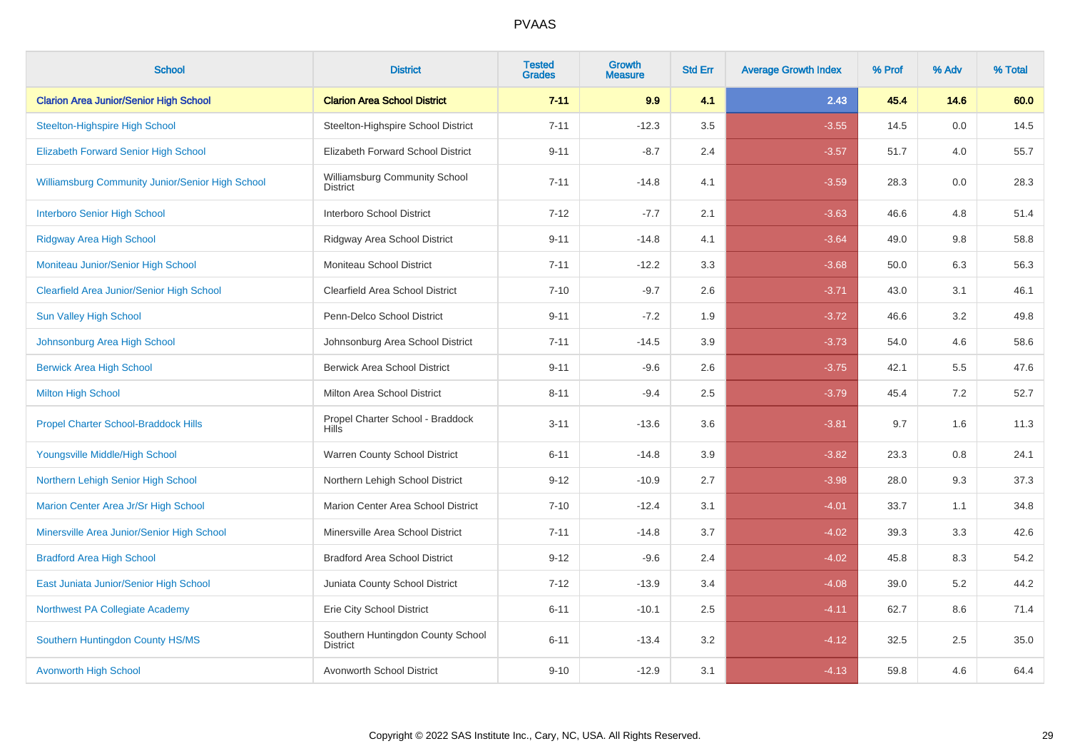# PVAAS

| School | District | Tested Grades | Growth Measure | Std Err | Average Growth Index | % Prof | % Adv | % Total |
|---|---|---|---|---|---|---|---|---|
| **Clarion Area Junior/Senior High School** | **Clarion Area School District** | **7-11** | **9.9** | **4.1** | **2.43** | **45.4** | **14.6** | **60.0** |
| Steelton-Highspire High School | Steelton-Highspire School District | 7-11 | -12.3 | 3.5 | -3.55 | 14.5 | 0.0 | 14.5 |
| Elizabeth Forward Senior High School | Elizabeth Forward School District | 9-11 | -8.7 | 2.4 | -3.57 | 51.7 | 4.0 | 55.7 |
| Williamsburg Community Junior/Senior High School | Williamsburg Community School District | 7-11 | -14.8 | 4.1 | -3.59 | 28.3 | 0.0 | 28.3 |
| Interboro Senior High School | Interboro School District | 7-12 | -7.7 | 2.1 | -3.63 | 46.6 | 4.8 | 51.4 |
| Ridgway Area High School | Ridgway Area School District | 9-11 | -14.8 | 4.1 | -3.64 | 49.0 | 9.8 | 58.8 |
| Moniteau Junior/Senior High School | Moniteau School District | 7-11 | -12.2 | 3.3 | -3.68 | 50.0 | 6.3 | 56.3 |
| Clearfield Area Junior/Senior High School | Clearfield Area School District | 7-10 | -9.7 | 2.6 | -3.71 | 43.0 | 3.1 | 46.1 |
| Sun Valley High School | Penn-Delco School District | 9-11 | -7.2 | 1.9 | -3.72 | 46.6 | 3.2 | 49.8 |
| Johnsonburg Area High School | Johnsonburg Area School District | 7-11 | -14.5 | 3.9 | -3.73 | 54.0 | 4.6 | 58.6 |
| Berwick Area High School | Berwick Area School District | 9-11 | -9.6 | 2.6 | -3.75 | 42.1 | 5.5 | 47.6 |
| Milton High School | Milton Area School District | 8-11 | -9.4 | 2.5 | -3.79 | 45.4 | 7.2 | 52.7 |
| Propel Charter School-Braddock Hills | Propel Charter School - Braddock Hills | 3-11 | -13.6 | 3.6 | -3.81 | 9.7 | 1.6 | 11.3 |
| Youngsville Middle/High School | Warren County School District | 6-11 | -14.8 | 3.9 | -3.82 | 23.3 | 0.8 | 24.1 |
| Northern Lehigh Senior High School | Northern Lehigh School District | 9-12 | -10.9 | 2.7 | -3.98 | 28.0 | 9.3 | 37.3 |
| Marion Center Area Jr/Sr High School | Marion Center Area School District | 7-10 | -12.4 | 3.1 | -4.01 | 33.7 | 1.1 | 34.8 |
| Minersville Area Junior/Senior High School | Minersville Area School District | 7-11 | -14.8 | 3.7 | -4.02 | 39.3 | 3.3 | 42.6 |
| Bradford Area High School | Bradford Area School District | 9-12 | -9.6 | 2.4 | -4.02 | 45.8 | 8.3 | 54.2 |
| East Juniata Junior/Senior High School | Juniata County School District | 7-12 | -13.9 | 3.4 | -4.08 | 39.0 | 5.2 | 44.2 |
| Northwest PA Collegiate Academy | Erie City School District | 6-11 | -10.1 | 2.5 | -4.11 | 62.7 | 8.6 | 71.4 |
| Southern Huntingdon County HS/MS | Southern Huntingdon County School District | 6-11 | -13.4 | 3.2 | -4.12 | 32.5 | 2.5 | 35.0 |
| Avonworth High School | Avonworth School District | 9-10 | -12.9 | 3.1 | -4.13 | 59.8 | 4.6 | 64.4 |

Copyright © 2022 SAS Institute Inc., Cary, NC, USA. All Rights Reserved.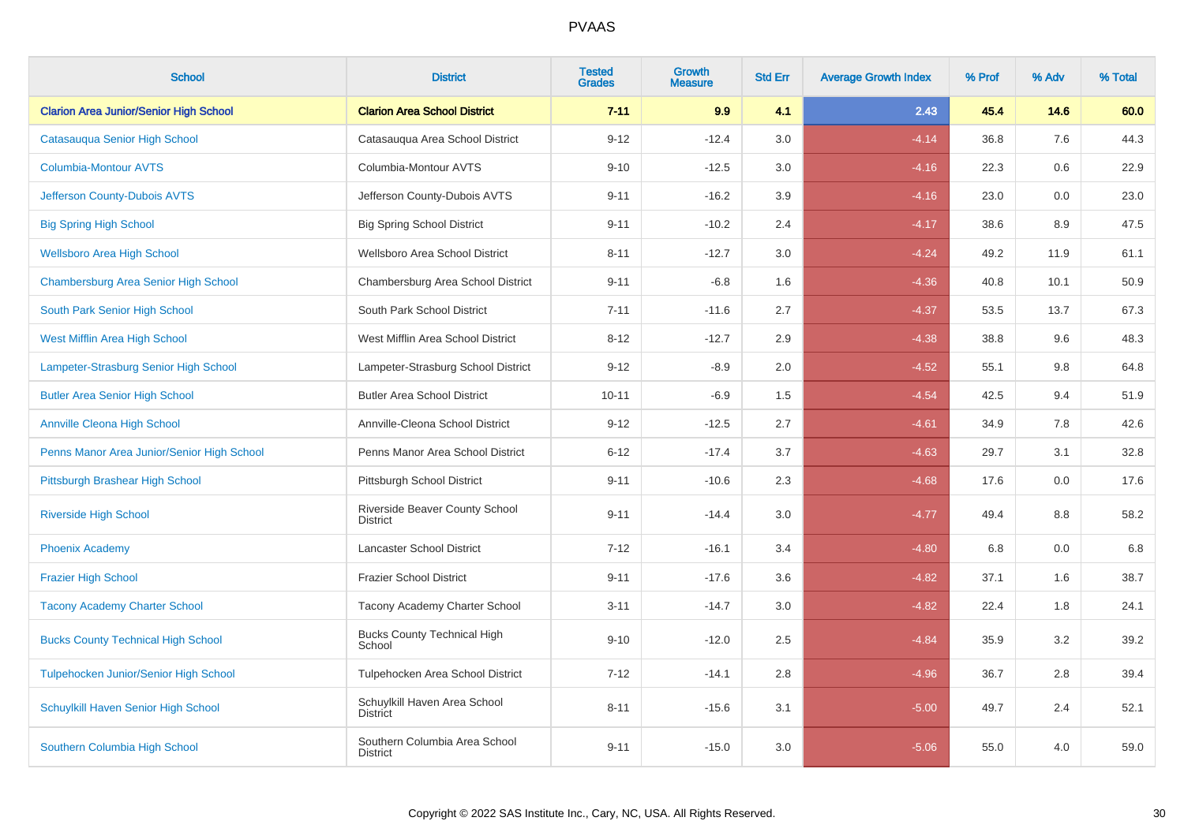# PVAAS

| School | District | Tested Grades | Growth Measure | Std Err | Average Growth Index | % Prof | % Adv | % Total |
|---|---|---|---|---|---|---|---|---|
| **Clarion Area Junior/Senior High School** | **Clarion Area School District** | **7-11** | **9.9** | **4.1** | **2.43** | **45.4** | **14.6** | **60.0** |
| Catasauqua Senior High School | Catasauqua Area School District | 9-12 | -12.4 | 3.0 | -4.14 | 36.8 | 7.6 | 44.3 |
| Columbia-Montour AVTS | Columbia-Montour AVTS | 9-10 | -12.5 | 3.0 | -4.16 | 22.3 | 0.6 | 22.9 |
| Jefferson County-Dubois AVTS | Jefferson County-Dubois AVTS | 9-11 | -16.2 | 3.9 | -4.16 | 23.0 | 0.0 | 23.0 |
| Big Spring High School | Big Spring School District | 9-11 | -10.2 | 2.4 | -4.17 | 38.6 | 8.9 | 47.5 |
| Wellsboro Area High School | Wellsboro Area School District | 8-11 | -12.7 | 3.0 | -4.24 | 49.2 | 11.9 | 61.1 |
| Chambersburg Area Senior High School | Chambersburg Area School District | 9-11 | -6.8 | 1.6 | -4.36 | 40.8 | 10.1 | 50.9 |
| South Park Senior High School | South Park School District | 7-11 | -11.6 | 2.7 | -4.37 | 53.5 | 13.7 | 67.3 |
| West Mifflin Area High School | West Mifflin Area School District | 8-12 | -12.7 | 2.9 | -4.38 | 38.8 | 9.6 | 48.3 |
| Lampeter-Strasburg Senior High School | Lampeter-Strasburg School District | 9-12 | -8.9 | 2.0 | -4.52 | 55.1 | 9.8 | 64.8 |
| Butler Area Senior High School | Butler Area School District | 10-11 | -6.9 | 1.5 | -4.54 | 42.5 | 9.4 | 51.9 |
| Annville Cleona High School | Annville-Cleona School District | 9-12 | -12.5 | 2.7 | -4.61 | 34.9 | 7.8 | 42.6 |
| Penns Manor Area Junior/Senior High School | Penns Manor Area School District | 6-12 | -17.4 | 3.7 | -4.63 | 29.7 | 3.1 | 32.8 |
| Pittsburgh Brashear High School | Pittsburgh School District | 9-11 | -10.6 | 2.3 | -4.68 | 17.6 | 0.0 | 17.6 |
| Riverside High School | Riverside Beaver County School District | 9-11 | -14.4 | 3.0 | -4.77 | 49.4 | 8.8 | 58.2 |
| Phoenix Academy | Lancaster School District | 7-12 | -16.1 | 3.4 | -4.80 | 6.8 | 0.0 | 6.8 |
| Frazier High School | Frazier School District | 9-11 | -17.6 | 3.6 | -4.82 | 37.1 | 1.6 | 38.7 |
| Tacony Academy Charter School | Tacony Academy Charter School | 3-11 | -14.7 | 3.0 | -4.82 | 22.4 | 1.8 | 24.1 |
| Bucks County Technical High School | Bucks County Technical High School | 9-10 | -12.0 | 2.5 | -4.84 | 35.9 | 3.2 | 39.2 |
| Tulpehocken Junior/Senior High School | Tulpehocken Area School District | 7-12 | -14.1 | 2.8 | -4.96 | 36.7 | 2.8 | 39.4 |
| Schuylkill Haven Senior High School | Schuylkill Haven Area School District | 8-11 | -15.6 | 3.1 | -5.00 | 49.7 | 2.4 | 52.1 |
| Southern Columbia High School | Southern Columbia Area School District | 9-11 | -15.0 | 3.0 | -5.06 | 55.0 | 4.0 | 59.0 |

Copyright © 2022 SAS Institute Inc., Cary, NC, USA. All Rights Reserved.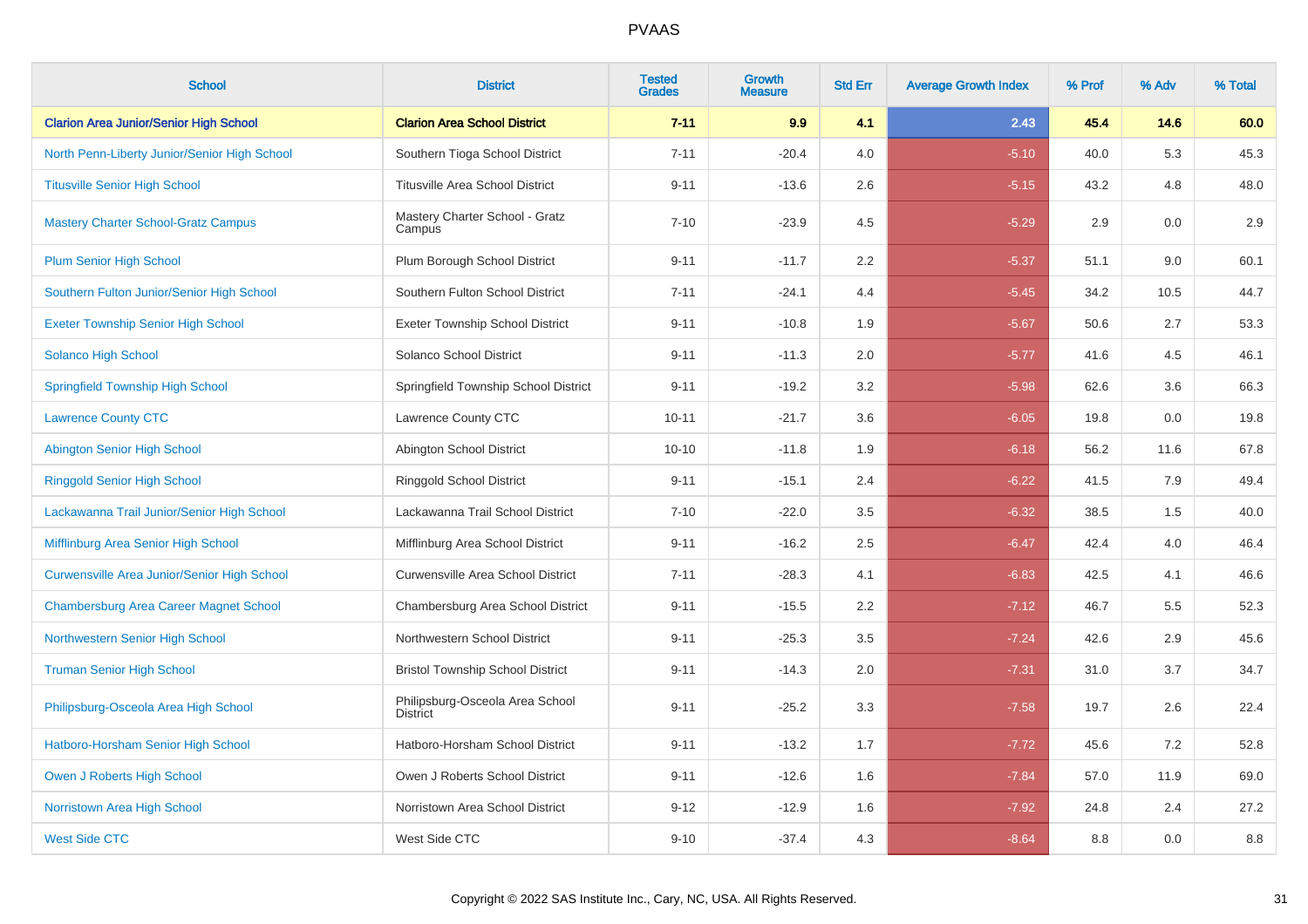# PVAAS

| School | District | Tested Grades | Growth Measure | Std Err | Average Growth Index | % Prof | % Adv | % Total |
|---|---|---|---|---|---|---|---|---|
| **Clarion Area Junior/Senior High School** | **Clarion Area School District** | **7-11** | **9.9** | **4.1** | **2.43** | **45.4** | **14.6** | **60.0** |
| North Penn-Liberty Junior/Senior High School | Southern Tioga School District | 7-11 | -20.4 | 4.0 | -5.10 | 40.0 | 5.3 | 45.3 |
| Titusville Senior High School | Titusville Area School District | 9-11 | -13.6 | 2.6 | -5.15 | 43.2 | 4.8 | 48.0 |
| Mastery Charter School-Gratz Campus | Mastery Charter School - Gratz Campus | 7-10 | -23.9 | 4.5 | -5.29 | 2.9 | 0.0 | 2.9 |
| Plum Senior High School | Plum Borough School District | 9-11 | -11.7 | 2.2 | -5.37 | 51.1 | 9.0 | 60.1 |
| Southern Fulton Junior/Senior High School | Southern Fulton School District | 7-11 | -24.1 | 4.4 | -5.45 | 34.2 | 10.5 | 44.7 |
| Exeter Township Senior High School | Exeter Township School District | 9-11 | -10.8 | 1.9 | -5.67 | 50.6 | 2.7 | 53.3 |
| Solanco High School | Solanco School District | 9-11 | -11.3 | 2.0 | -5.77 | 41.6 | 4.5 | 46.1 |
| Springfield Township High School | Springfield Township School District | 9-11 | -19.2 | 3.2 | -5.98 | 62.6 | 3.6 | 66.3 |
| Lawrence County CTC | Lawrence County CTC | 10-11 | -21.7 | 3.6 | -6.05 | 19.8 | 0.0 | 19.8 |
| Abington Senior High School | Abington School District | 10-10 | -11.8 | 1.9 | -6.18 | 56.2 | 11.6 | 67.8 |
| Ringgold Senior High School | Ringgold School District | 9-11 | -15.1 | 2.4 | -6.22 | 41.5 | 7.9 | 49.4 |
| Lackawanna Trail Junior/Senior High School | Lackawanna Trail School District | 7-10 | -22.0 | 3.5 | -6.32 | 38.5 | 1.5 | 40.0 |
| Mifflinburg Area Senior High School | Mifflinburg Area School District | 9-11 | -16.2 | 2.5 | -6.47 | 42.4 | 4.0 | 46.4 |
| Curwensville Area Junior/Senior High School | Curwensville Area School District | 7-11 | -28.3 | 4.1 | -6.83 | 42.5 | 4.1 | 46.6 |
| Chambersburg Area Career Magnet School | Chambersburg Area School District | 9-11 | -15.5 | 2.2 | -7.12 | 46.7 | 5.5 | 52.3 |
| Northwestern Senior High School | Northwestern School District | 9-11 | -25.3 | 3.5 | -7.24 | 42.6 | 2.9 | 45.6 |
| Truman Senior High School | Bristol Township School District | 9-11 | -14.3 | 2.0 | -7.31 | 31.0 | 3.7 | 34.7 |
| Philipsburg-Osceola Area High School | Philipsburg-Osceola Area School District | 9-11 | -25.2 | 3.3 | -7.58 | 19.7 | 2.6 | 22.4 |
| Hatboro-Horsham Senior High School | Hatboro-Horsham School District | 9-11 | -13.2 | 1.7 | -7.72 | 45.6 | 7.2 | 52.8 |
| Owen J Roberts High School | Owen J Roberts School District | 9-11 | -12.6 | 1.6 | -7.84 | 57.0 | 11.9 | 69.0 |
| Norristown Area High School | Norristown Area School District | 9-12 | -12.9 | 1.6 | -7.92 | 24.8 | 2.4 | 27.2 |
| West Side CTC | West Side CTC | 9-10 | -37.4 | 4.3 | -8.64 | 8.8 | 0.0 | 8.8 |

Copyright © 2022 SAS Institute Inc., Cary, NC, USA. All Rights Reserved.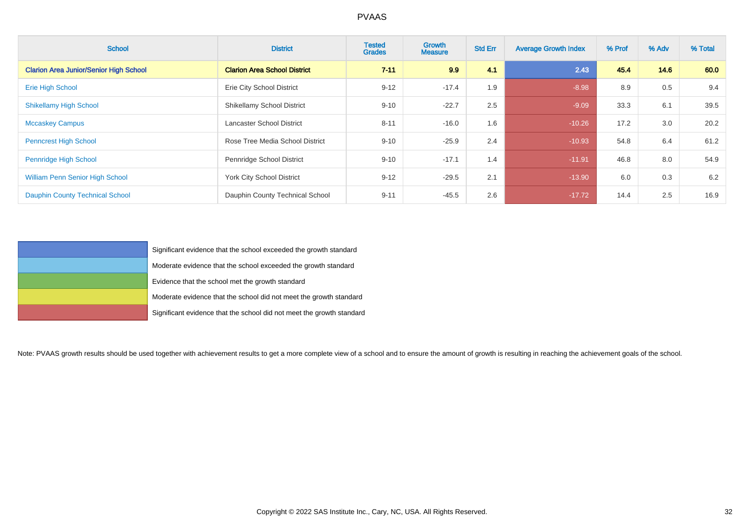# PVAAS

| School | District | Tested Grades | Growth Measure | Std Err | Average Growth Index | % Prof | % Adv | % Total |
|---|---|---|---|---|---|---|---|---|
| **Clarion Area Junior/Senior High School** | **Clarion Area School District** | **7-11** | **9.9** | **4.1** | **2.43** | **45.4** | **14.6** | **60.0** |
| Erie High School | Erie City School District | 9-12 | -17.4 | 1.9 | -8.98 | 8.9 | 0.5 | 9.4 |
| Shikellamy High School | Shikellamy School District | 9-10 | -22.7 | 2.5 | -9.09 | 33.3 | 6.1 | 39.5 |
| Mccaskey Campus | Lancaster School District | 8-11 | -16.0 | 1.6 | -10.26 | 17.2 | 3.0 | 20.2 |
| Penncrest High School | Rose Tree Media School District | 9-10 | -25.9 | 2.4 | -10.93 | 54.8 | 6.4 | 61.2 |
| Pennridge High School | Pennridge School District | 9-10 | -17.1 | 1.4 | -11.91 | 46.8 | 8.0 | 54.9 |
| William Penn Senior High School | York City School District | 9-12 | -29.5 | 2.1 | -13.90 | 6.0 | 0.3 | 6.2 |
| Dauphin County Technical School | Dauphin County Technical School | 9-11 | -45.5 | 2.6 | -17.72 | 14.4 | 2.5 | 16.9 |

Significant evidence that the school exceeded the growth standard

Moderate evidence that the school exceeded the growth standard

Evidence that the school met the growth standard

Moderate evidence that the school did not meet the growth standard

Significant evidence that the school did not meet the growth standard

Note: PVAAS growth results should be used together with achievement results to get a more complete view of a school and to ensure the amount of growth is resulting in reaching the achievement goals of the school.

Copyright © 2022 SAS Institute Inc., Cary, NC, USA. All Rights Reserved.